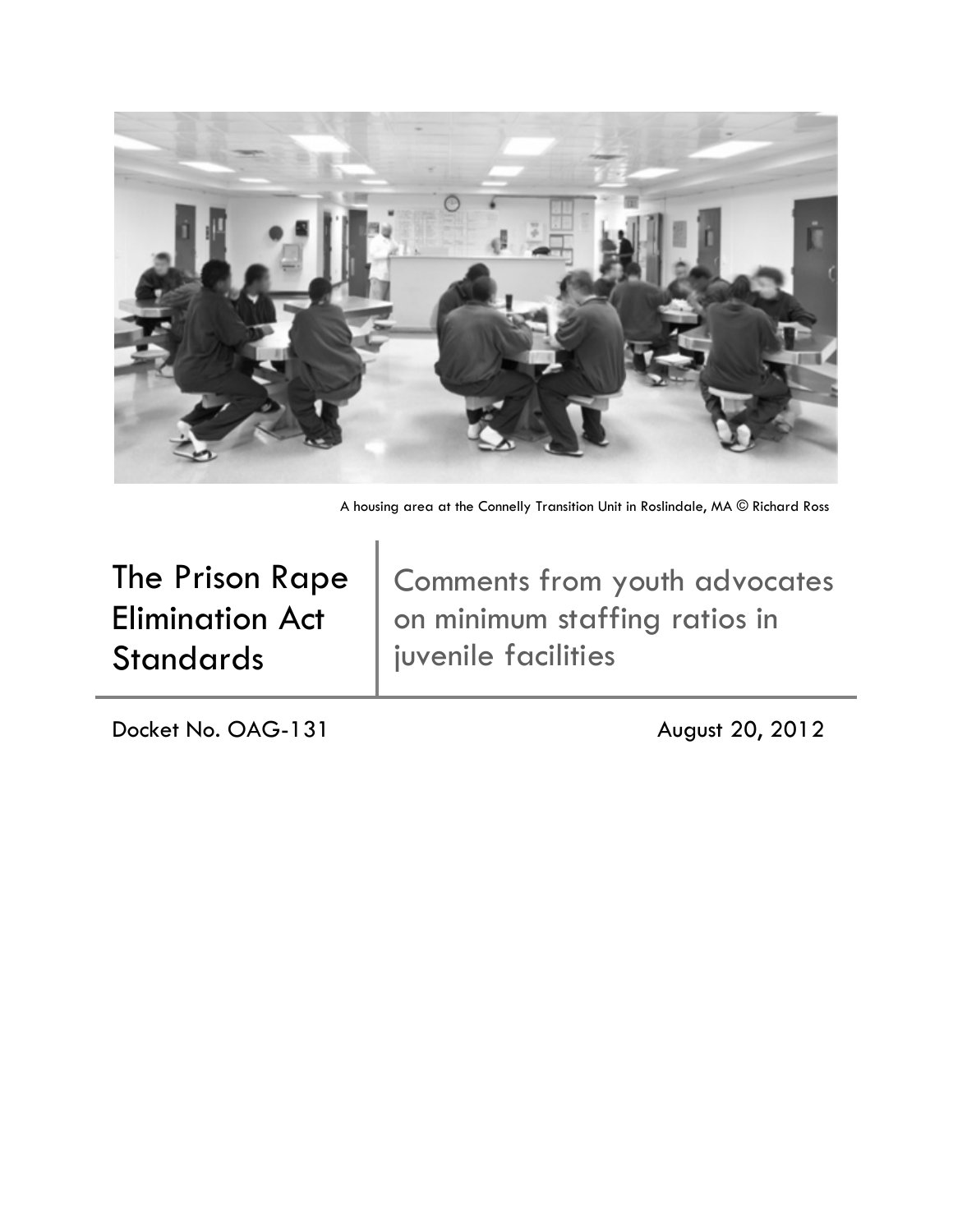A housing area at the Connelly Transition Unit in Roslindale, MA © Richard Ross

# The Prison Rape Elimination Act Standards

## Comments from youth advocates on minimum staffing ratios in juvenile facilities

Docket No. OAG-131

August 20, 2012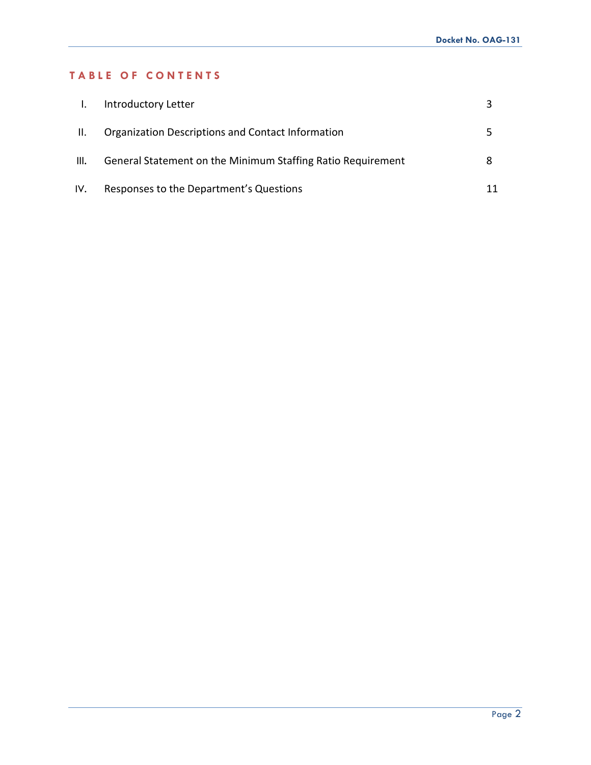## TABLE OF CONTENTS

| | | |
|---|---|---|
| I. | Introductory Letter | 3 |
| II. | Organization Descriptions and Contact Information | 5 |
| III. | General Statement on the Minimum Staffing Ratio Requirement | 8 |
| IV. | Responses to the Department's Questions | 11 |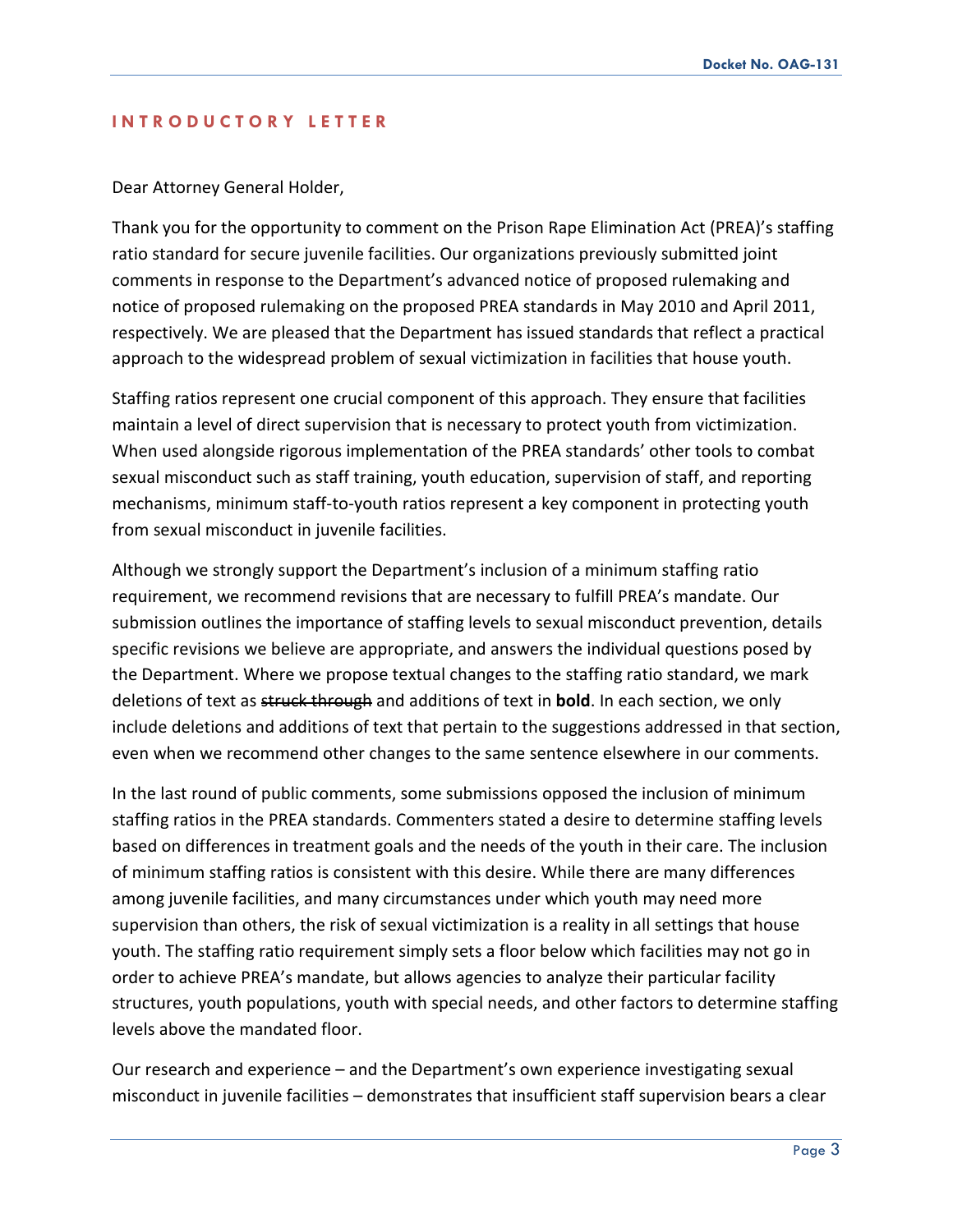## INTRODUCTORY LETTER

Dear Attorney General Holder,

Thank you for the opportunity to comment on the Prison Rape Elimination Act (PREA)'s staffing ratio standard for secure juvenile facilities. Our organizations previously submitted joint comments in response to the Department's advanced notice of proposed rulemaking and notice of proposed rulemaking on the proposed PREA standards in May 2010 and April 2011, respectively. We are pleased that the Department has issued standards that reflect a practical approach to the widespread problem of sexual victimization in facilities that house youth.

Staffing ratios represent one crucial component of this approach. They ensure that facilities maintain a level of direct supervision that is necessary to protect youth from victimization. When used alongside rigorous implementation of the PREA standards' other tools to combat sexual misconduct such as staff training, youth education, supervision of staff, and reporting mechanisms, minimum staff-to-youth ratios represent a key component in protecting youth from sexual misconduct in juvenile facilities.

Although we strongly support the Department's inclusion of a minimum staffing ratio requirement, we recommend revisions that are necessary to fulfill PREA's mandate. Our submission outlines the importance of staffing levels to sexual misconduct prevention, details specific revisions we believe are appropriate, and answers the individual questions posed by the Department. Where we propose textual changes to the staffing ratio standard, we mark deletions of text as ~~struck through~~ and additions of text in **bold**. In each section, we only include deletions and additions of text that pertain to the suggestions addressed in that section, even when we recommend other changes to the same sentence elsewhere in our comments.

In the last round of public comments, some submissions opposed the inclusion of minimum staffing ratios in the PREA standards. Commenters stated a desire to determine staffing levels based on differences in treatment goals and the needs of the youth in their care. The inclusion of minimum staffing ratios is consistent with this desire. While there are many differences among juvenile facilities, and many circumstances under which youth may need more supervision than others, the risk of sexual victimization is a reality in all settings that house youth. The staffing ratio requirement simply sets a floor below which facilities may not go in order to achieve PREA's mandate, but allows agencies to analyze their particular facility structures, youth populations, youth with special needs, and other factors to determine staffing levels above the mandated floor.

Our research and experience – and the Department's own experience investigating sexual misconduct in juvenile facilities – demonstrates that insufficient staff supervision bears a clear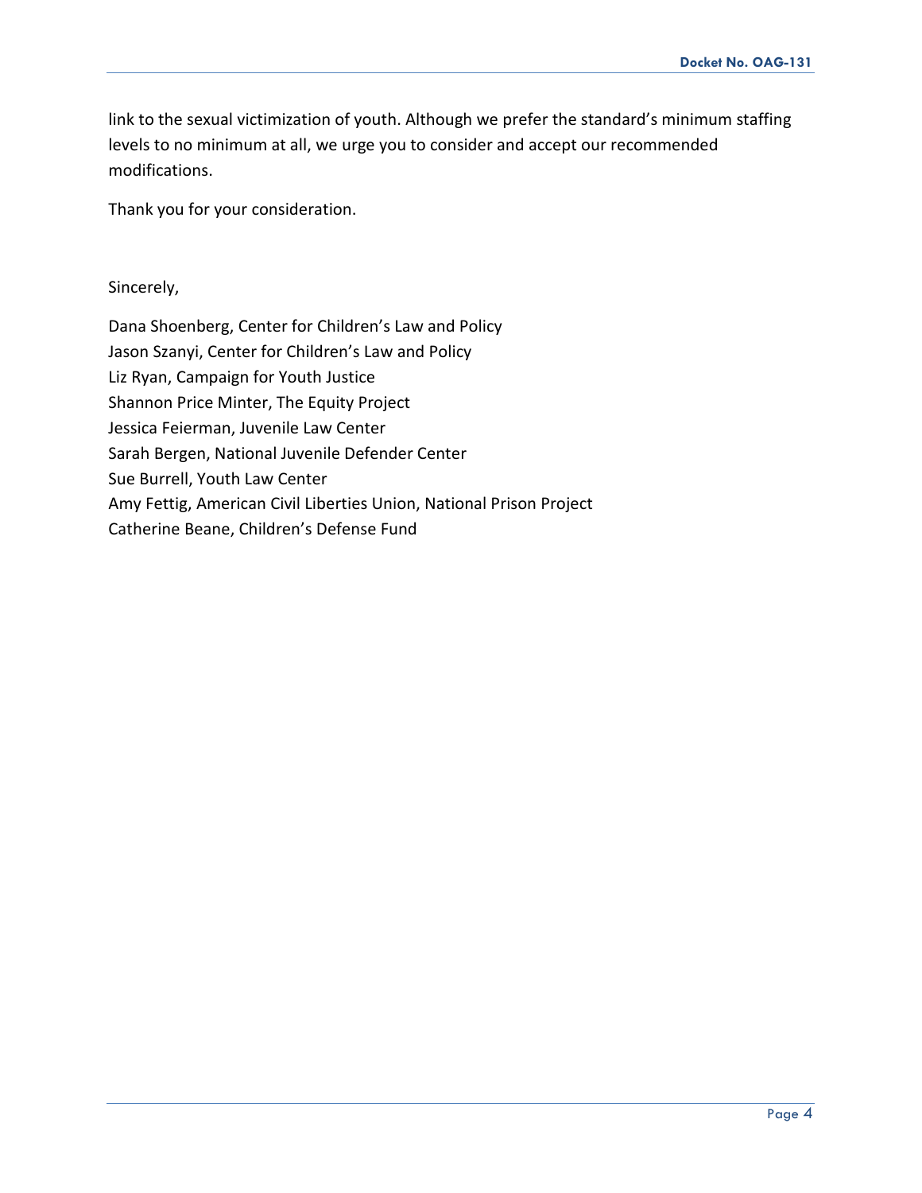link to the sexual victimization of youth. Although we prefer the standard's minimum staffing levels to no minimum at all, we urge you to consider and accept our recommended modifications.

Thank you for your consideration.

Sincerely,

Dana Shoenberg, Center for Children's Law and Policy
Jason Szanyi, Center for Children's Law and Policy
Liz Ryan, Campaign for Youth Justice
Shannon Price Minter, The Equity Project
Jessica Feierman, Juvenile Law Center
Sarah Bergen, National Juvenile Defender Center
Sue Burrell, Youth Law Center
Amy Fettig, American Civil Liberties Union, National Prison Project
Catherine Beane, Children's Defense Fund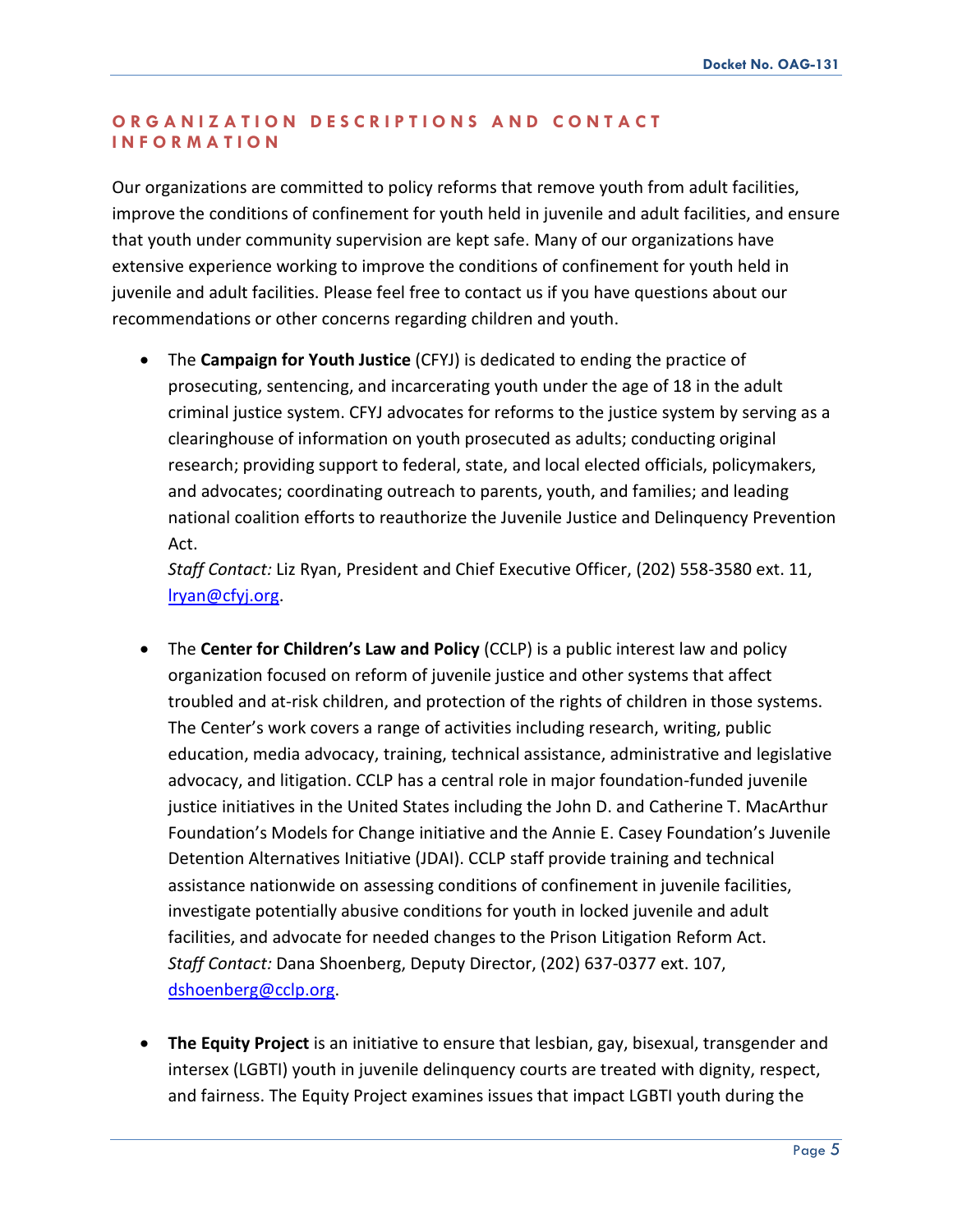## ORGANIZATION DESCRIPTIONS AND CONTACT INFORMATION

Our organizations are committed to policy reforms that remove youth from adult facilities, improve the conditions of confinement for youth held in juvenile and adult facilities, and ensure that youth under community supervision are kept safe. Many of our organizations have extensive experience working to improve the conditions of confinement for youth held in juvenile and adult facilities. Please feel free to contact us if you have questions about our recommendations or other concerns regarding children and youth.

- The **Campaign for Youth Justice** (CFYJ) is dedicated to ending the practice of prosecuting, sentencing, and incarcerating youth under the age of 18 in the adult criminal justice system. CFYJ advocates for reforms to the justice system by serving as a clearinghouse of information on youth prosecuted as adults; conducting original research; providing support to federal, state, and local elected officials, policymakers, and advocates; coordinating outreach to parents, youth, and families; and leading national coalition efforts to reauthorize the Juvenile Justice and Delinquency Prevention Act.
  *Staff Contact:* Liz Ryan, President and Chief Executive Officer, (202) 558-3580 ext. 11, lryan@cfyj.org.

- The **Center for Children's Law and Policy** (CCLP) is a public interest law and policy organization focused on reform of juvenile justice and other systems that affect troubled and at-risk children, and protection of the rights of children in those systems. The Center's work covers a range of activities including research, writing, public education, media advocacy, training, technical assistance, administrative and legislative advocacy, and litigation. CCLP has a central role in major foundation-funded juvenile justice initiatives in the United States including the John D. and Catherine T. MacArthur Foundation's Models for Change initiative and the Annie E. Casey Foundation's Juvenile Detention Alternatives Initiative (JDAI). CCLP staff provide training and technical assistance nationwide on assessing conditions of confinement in juvenile facilities, investigate potentially abusive conditions for youth in locked juvenile and adult facilities, and advocate for needed changes to the Prison Litigation Reform Act.
  *Staff Contact:* Dana Shoenberg, Deputy Director, (202) 637-0377 ext. 107, dshoenberg@cclp.org.

- **The Equity Project** is an initiative to ensure that lesbian, gay, bisexual, transgender and intersex (LGBTI) youth in juvenile delinquency courts are treated with dignity, respect, and fairness. The Equity Project examines issues that impact LGBTI youth during the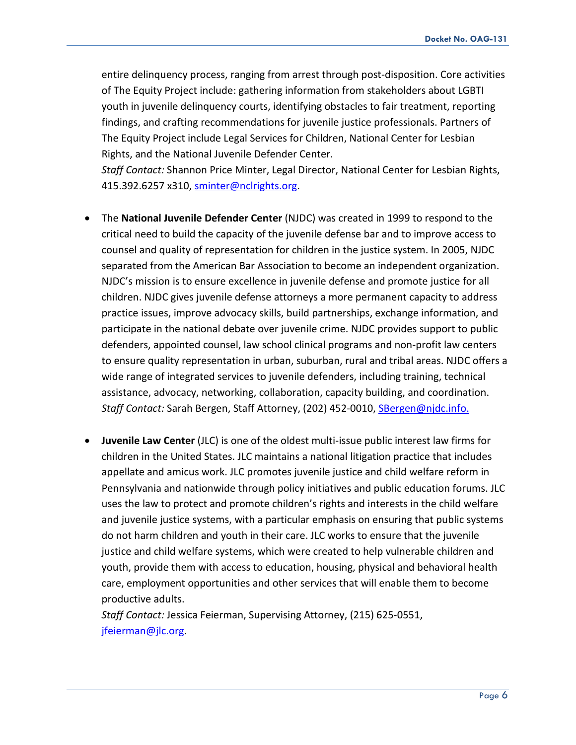entire delinquency process, ranging from arrest through post-disposition. Core activities of The Equity Project include: gathering information from stakeholders about LGBTI youth in juvenile delinquency courts, identifying obstacles to fair treatment, reporting findings, and crafting recommendations for juvenile justice professionals. Partners of The Equity Project include Legal Services for Children, National Center for Lesbian Rights, and the National Juvenile Defender Center.
*Staff Contact:* Shannon Price Minter, Legal Director, National Center for Lesbian Rights, 415.392.6257 x310, sminter@nclrights.org.

- The **National Juvenile Defender Center** (NJDC) was created in 1999 to respond to the critical need to build the capacity of the juvenile defense bar and to improve access to counsel and quality of representation for children in the justice system. In 2005, NJDC separated from the American Bar Association to become an independent organization. NJDC's mission is to ensure excellence in juvenile defense and promote justice for all children. NJDC gives juvenile defense attorneys a more permanent capacity to address practice issues, improve advocacy skills, build partnerships, exchange information, and participate in the national debate over juvenile crime. NJDC provides support to public defenders, appointed counsel, law school clinical programs and non-profit law centers to ensure quality representation in urban, suburban, rural and tribal areas. NJDC offers a wide range of integrated services to juvenile defenders, including training, technical assistance, advocacy, networking, collaboration, capacity building, and coordination.
*Staff Contact:* Sarah Bergen, Staff Attorney, (202) 452-0010, SBergen@njdc.info.

- **Juvenile Law Center** (JLC) is one of the oldest multi-issue public interest law firms for children in the United States. JLC maintains a national litigation practice that includes appellate and amicus work. JLC promotes juvenile justice and child welfare reform in Pennsylvania and nationwide through policy initiatives and public education forums. JLC uses the law to protect and promote children's rights and interests in the child welfare and juvenile justice systems, with a particular emphasis on ensuring that public systems do not harm children and youth in their care. JLC works to ensure that the juvenile justice and child welfare systems, which were created to help vulnerable children and youth, provide them with access to education, housing, physical and behavioral health care, employment opportunities and other services that will enable them to become productive adults.
*Staff Contact:* Jessica Feierman, Supervising Attorney, (215) 625-0551, jfeierman@jlc.org.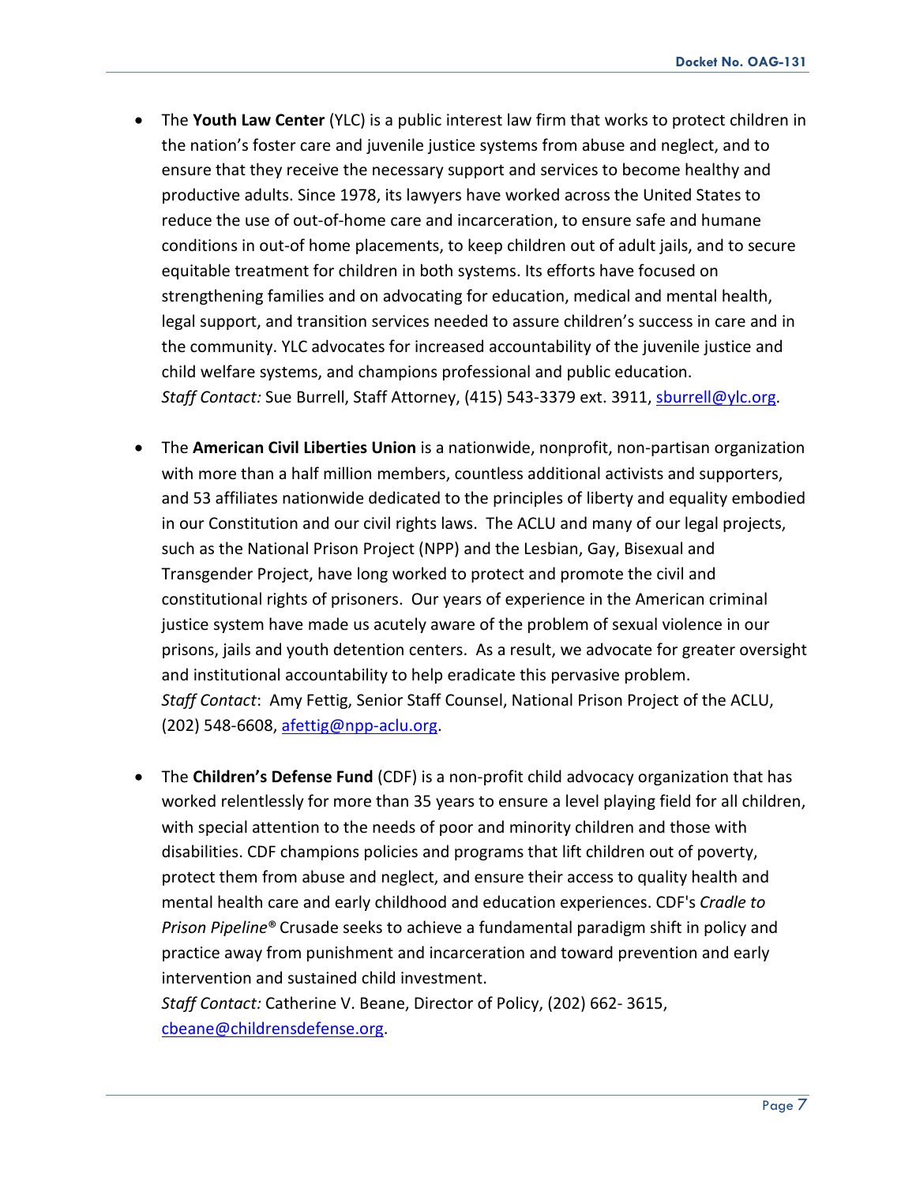- The **Youth Law Center** (YLC) is a public interest law firm that works to protect children in the nation's foster care and juvenile justice systems from abuse and neglect, and to ensure that they receive the necessary support and services to become healthy and productive adults. Since 1978, its lawyers have worked across the United States to reduce the use of out-of-home care and incarceration, to ensure safe and humane conditions in out-of home placements, to keep children out of adult jails, and to secure equitable treatment for children in both systems. Its efforts have focused on strengthening families and on advocating for education, medical and mental health, legal support, and transition services needed to assure children's success in care and in the community. YLC advocates for increased accountability of the juvenile justice and child welfare systems, and champions professional and public education.
  *Staff Contact:* Sue Burrell, Staff Attorney, (415) 543-3379 ext. 3911, sburrell@ylc.org.

- The **American Civil Liberties Union** is a nationwide, nonprofit, non-partisan organization with more than a half million members, countless additional activists and supporters, and 53 affiliates nationwide dedicated to the principles of liberty and equality embodied in our Constitution and our civil rights laws. The ACLU and many of our legal projects, such as the National Prison Project (NPP) and the Lesbian, Gay, Bisexual and Transgender Project, have long worked to protect and promote the civil and constitutional rights of prisoners. Our years of experience in the American criminal justice system have made us acutely aware of the problem of sexual violence in our prisons, jails and youth detention centers. As a result, we advocate for greater oversight and institutional accountability to help eradicate this pervasive problem.
  *Staff Contact*: Amy Fettig, Senior Staff Counsel, National Prison Project of the ACLU, (202) 548-6608, afettig@npp-aclu.org.

- The **Children's Defense Fund** (CDF) is a non-profit child advocacy organization that has worked relentlessly for more than 35 years to ensure a level playing field for all children, with special attention to the needs of poor and minority children and those with disabilities. CDF champions policies and programs that lift children out of poverty, protect them from abuse and neglect, and ensure their access to quality health and mental health care and early childhood and education experiences. CDF's *Cradle to Prison Pipeline®* Crusade seeks to achieve a fundamental paradigm shift in policy and practice away from punishment and incarceration and toward prevention and early intervention and sustained child investment.
  *Staff Contact:* Catherine V. Beane, Director of Policy, (202) 662- 3615, cbeane@childrensdefense.org.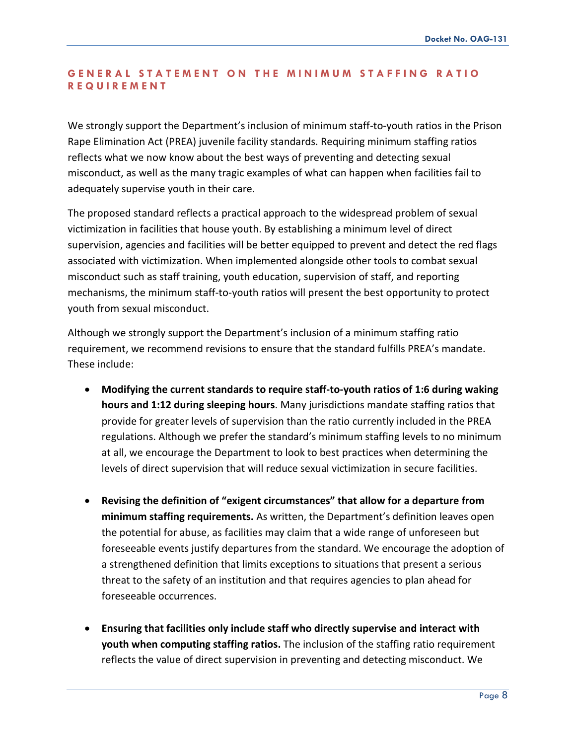## GENERAL STATEMENT ON THE MINIMUM STAFFING RATIO REQUIREMENT

We strongly support the Department's inclusion of minimum staff-to-youth ratios in the Prison Rape Elimination Act (PREA) juvenile facility standards. Requiring minimum staffing ratios reflects what we now know about the best ways of preventing and detecting sexual misconduct, as well as the many tragic examples of what can happen when facilities fail to adequately supervise youth in their care.

The proposed standard reflects a practical approach to the widespread problem of sexual victimization in facilities that house youth. By establishing a minimum level of direct supervision, agencies and facilities will be better equipped to prevent and detect the red flags associated with victimization. When implemented alongside other tools to combat sexual misconduct such as staff training, youth education, supervision of staff, and reporting mechanisms, the minimum staff-to-youth ratios will present the best opportunity to protect youth from sexual misconduct.

Although we strongly support the Department's inclusion of a minimum staffing ratio requirement, we recommend revisions to ensure that the standard fulfills PREA's mandate. These include:

- **Modifying the current standards to require staff-to-youth ratios of 1:6 during waking hours and 1:12 during sleeping hours**. Many jurisdictions mandate staffing ratios that provide for greater levels of supervision than the ratio currently included in the PREA regulations. Although we prefer the standard's minimum staffing levels to no minimum at all, we encourage the Department to look to best practices when determining the levels of direct supervision that will reduce sexual victimization in secure facilities.

- **Revising the definition of "exigent circumstances" that allow for a departure from minimum staffing requirements.** As written, the Department's definition leaves open the potential for abuse, as facilities may claim that a wide range of unforeseen but foreseeable events justify departures from the standard. We encourage the adoption of a strengthened definition that limits exceptions to situations that present a serious threat to the safety of an institution and that requires agencies to plan ahead for foreseeable occurrences.

- **Ensuring that facilities only include staff who directly supervise and interact with youth when computing staffing ratios.** The inclusion of the staffing ratio requirement reflects the value of direct supervision in preventing and detecting misconduct. We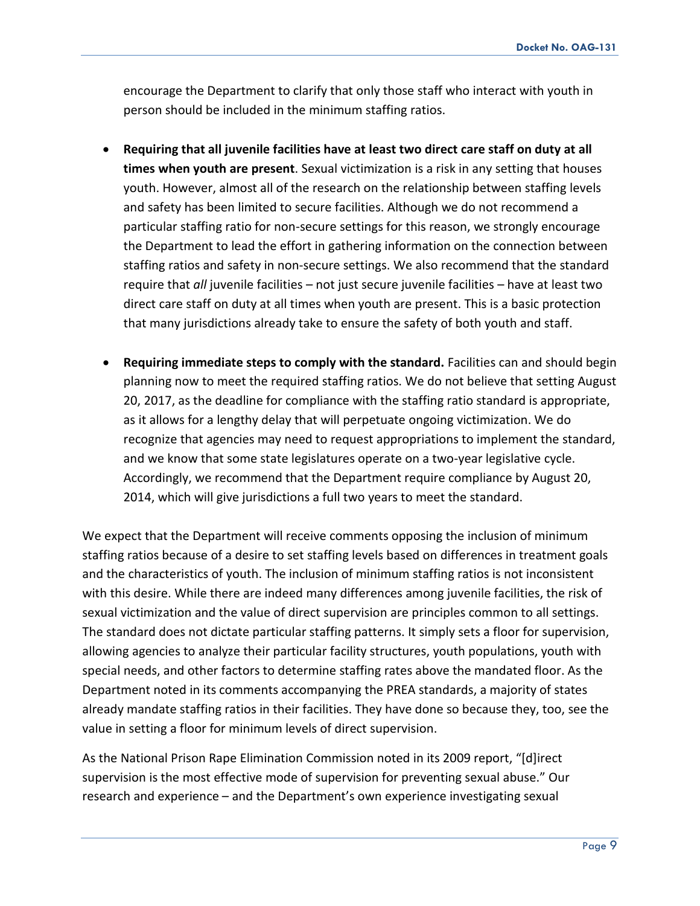encourage the Department to clarify that only those staff who interact with youth in person should be included in the minimum staffing ratios.

- **Requiring that all juvenile facilities have at least two direct care staff on duty at all times when youth are present**. Sexual victimization is a risk in any setting that houses youth. However, almost all of the research on the relationship between staffing levels and safety has been limited to secure facilities. Although we do not recommend a particular staffing ratio for non-secure settings for this reason, we strongly encourage the Department to lead the effort in gathering information on the connection between staffing ratios and safety in non-secure settings. We also recommend that the standard require that *all* juvenile facilities – not just secure juvenile facilities – have at least two direct care staff on duty at all times when youth are present. This is a basic protection that many jurisdictions already take to ensure the safety of both youth and staff.

- **Requiring immediate steps to comply with the standard.** Facilities can and should begin planning now to meet the required staffing ratios. We do not believe that setting August 20, 2017, as the deadline for compliance with the staffing ratio standard is appropriate, as it allows for a lengthy delay that will perpetuate ongoing victimization. We do recognize that agencies may need to request appropriations to implement the standard, and we know that some state legislatures operate on a two-year legislative cycle. Accordingly, we recommend that the Department require compliance by August 20, 2014, which will give jurisdictions a full two years to meet the standard.

We expect that the Department will receive comments opposing the inclusion of minimum staffing ratios because of a desire to set staffing levels based on differences in treatment goals and the characteristics of youth. The inclusion of minimum staffing ratios is not inconsistent with this desire. While there are indeed many differences among juvenile facilities, the risk of sexual victimization and the value of direct supervision are principles common to all settings. The standard does not dictate particular staffing patterns. It simply sets a floor for supervision, allowing agencies to analyze their particular facility structures, youth populations, youth with special needs, and other factors to determine staffing rates above the mandated floor. As the Department noted in its comments accompanying the PREA standards, a majority of states already mandate staffing ratios in their facilities. They have done so because they, too, see the value in setting a floor for minimum levels of direct supervision.

As the National Prison Rape Elimination Commission noted in its 2009 report, "[d]irect supervision is the most effective mode of supervision for preventing sexual abuse." Our research and experience – and the Department's own experience investigating sexual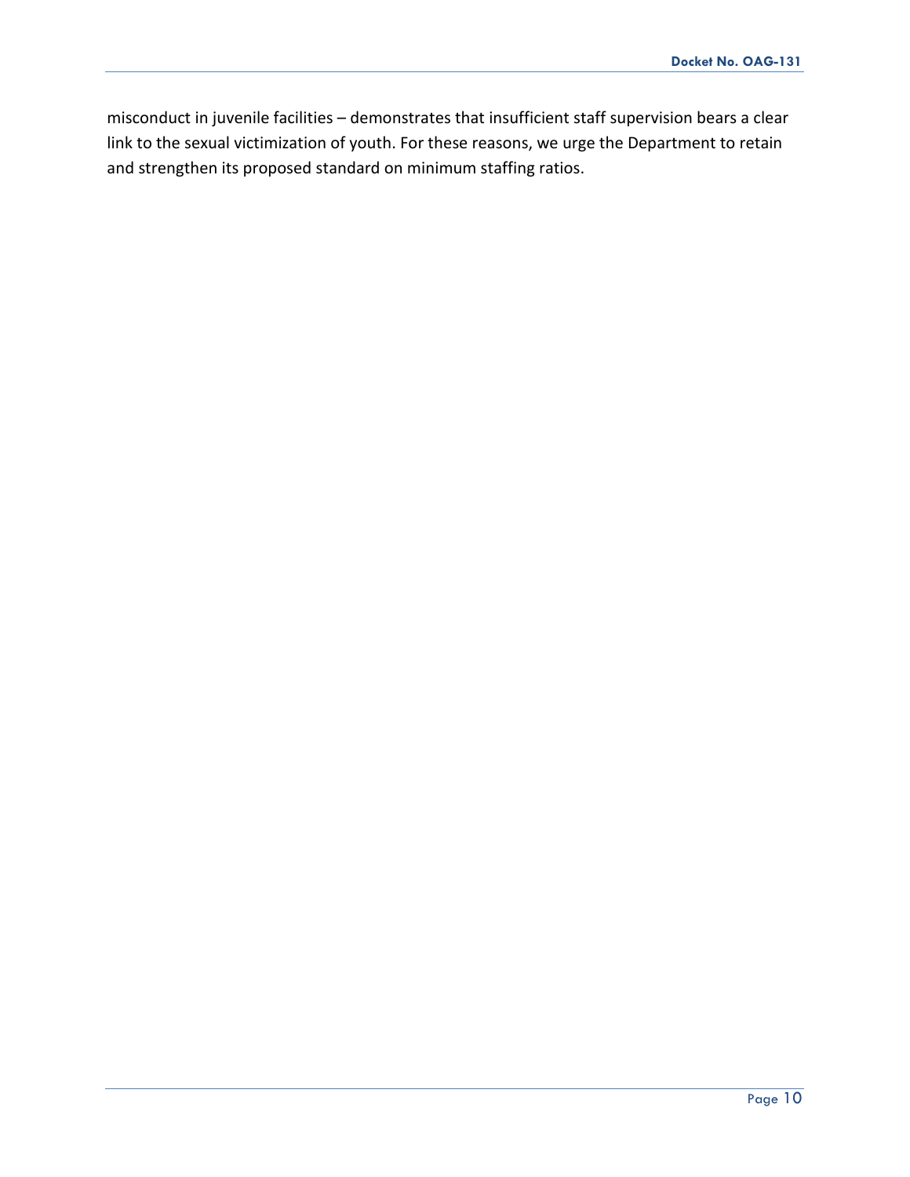misconduct in juvenile facilities – demonstrates that insufficient staff supervision bears a clear link to the sexual victimization of youth. For these reasons, we urge the Department to retain and strengthen its proposed standard on minimum staffing ratios.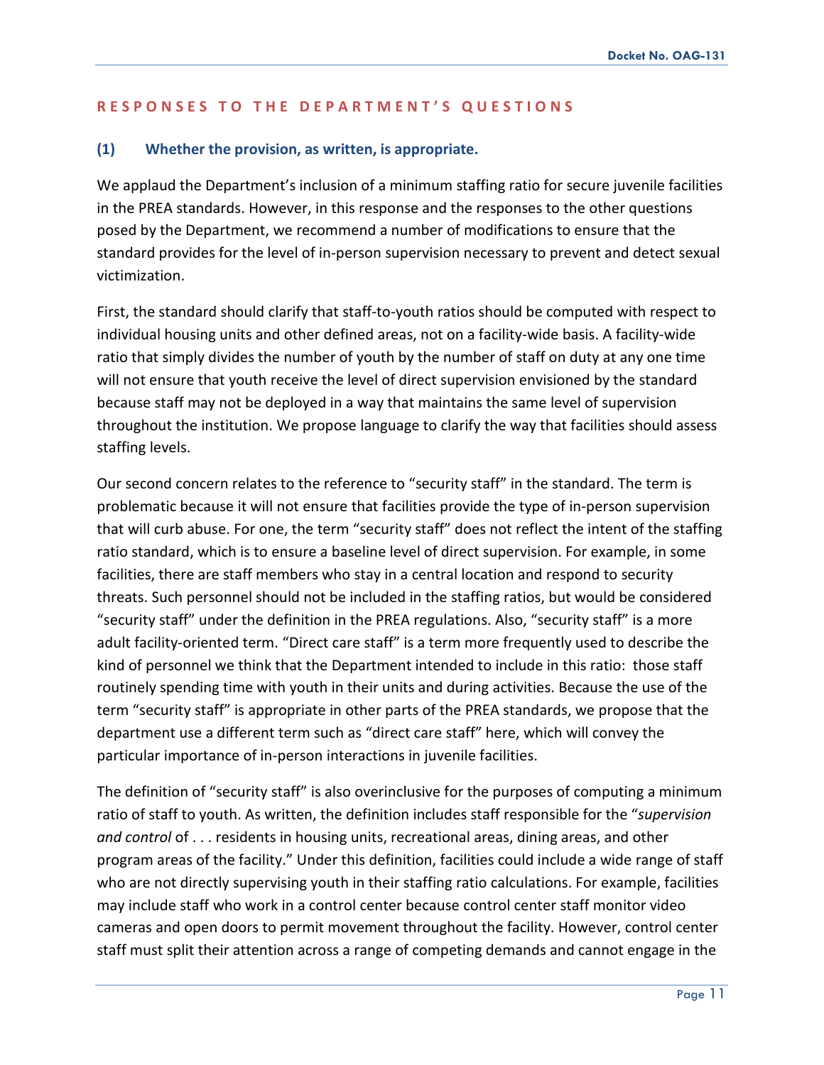## RESPONSES TO THE DEPARTMENT'S QUESTIONS

### (1) Whether the provision, as written, is appropriate.

We applaud the Department's inclusion of a minimum staffing ratio for secure juvenile facilities in the PREA standards. However, in this response and the responses to the other questions posed by the Department, we recommend a number of modifications to ensure that the standard provides for the level of in-person supervision necessary to prevent and detect sexual victimization.

First, the standard should clarify that staff-to-youth ratios should be computed with respect to individual housing units and other defined areas, not on a facility-wide basis. A facility-wide ratio that simply divides the number of youth by the number of staff on duty at any one time will not ensure that youth receive the level of direct supervision envisioned by the standard because staff may not be deployed in a way that maintains the same level of supervision throughout the institution. We propose language to clarify the way that facilities should assess staffing levels.

Our second concern relates to the reference to "security staff" in the standard. The term is problematic because it will not ensure that facilities provide the type of in-person supervision that will curb abuse. For one, the term "security staff" does not reflect the intent of the staffing ratio standard, which is to ensure a baseline level of direct supervision. For example, in some facilities, there are staff members who stay in a central location and respond to security threats. Such personnel should not be included in the staffing ratios, but would be considered "security staff" under the definition in the PREA regulations. Also, "security staff" is a more adult facility-oriented term. "Direct care staff" is a term more frequently used to describe the kind of personnel we think that the Department intended to include in this ratio: those staff routinely spending time with youth in their units and during activities. Because the use of the term "security staff" is appropriate in other parts of the PREA standards, we propose that the department use a different term such as "direct care staff" here, which will convey the particular importance of in-person interactions in juvenile facilities.

The definition of "security staff" is also overinclusive for the purposes of computing a minimum ratio of staff to youth. As written, the definition includes staff responsible for the "*supervision and control* of . . . residents in housing units, recreational areas, dining areas, and other program areas of the facility." Under this definition, facilities could include a wide range of staff who are not directly supervising youth in their staffing ratio calculations. For example, facilities may include staff who work in a control center because control center staff monitor video cameras and open doors to permit movement throughout the facility. However, control center staff must split their attention across a range of competing demands and cannot engage in the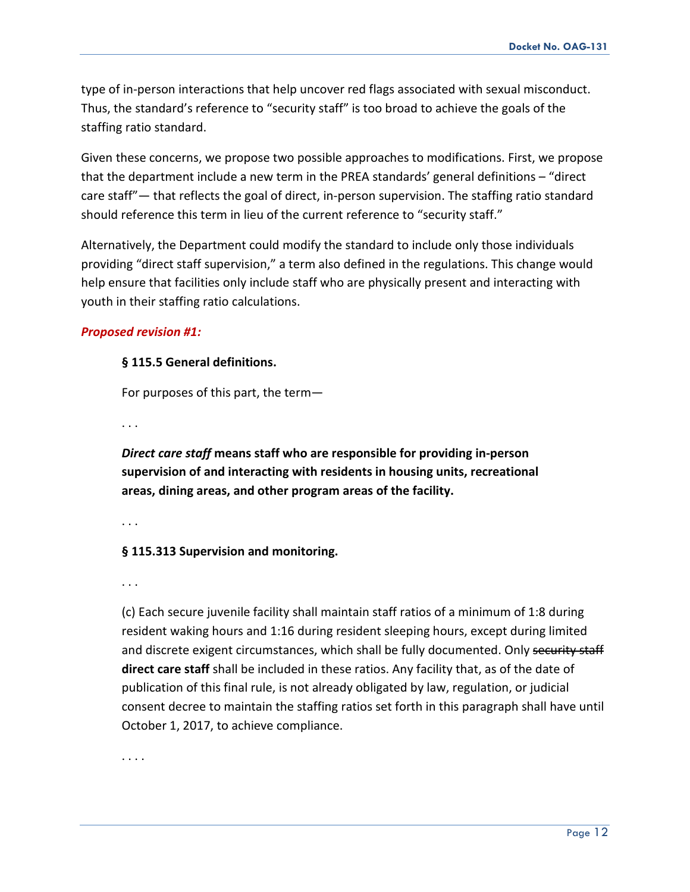type of in-person interactions that help uncover red flags associated with sexual misconduct. Thus, the standard's reference to "security staff" is too broad to achieve the goals of the staffing ratio standard.

Given these concerns, we propose two possible approaches to modifications. First, we propose that the department include a new term in the PREA standards' general definitions – "direct care staff"— that reflects the goal of direct, in-person supervision. The staffing ratio standard should reference this term in lieu of the current reference to "security staff."

Alternatively, the Department could modify the standard to include only those individuals providing "direct staff supervision," a term also defined in the regulations. This change would help ensure that facilities only include staff who are physically present and interacting with youth in their staffing ratio calculations.

***Proposed revision #1:***

> **§ 115.5 General definitions.**
>
> For purposes of this part, the term—
>
> . . .
>
> ***Direct care staff*** **means staff who are responsible for providing in-person supervision of and interacting with residents in housing units, recreational areas, dining areas, and other program areas of the facility.**
>
> . . .
>
> **§ 115.313 Supervision and monitoring.**
>
> . . .
>
> (c) Each secure juvenile facility shall maintain staff ratios of a minimum of 1:8 during resident waking hours and 1:16 during resident sleeping hours, except during limited and discrete exigent circumstances, which shall be fully documented. Only ~~security staff~~ **direct care staff** shall be included in these ratios. Any facility that, as of the date of publication of this final rule, is not already obligated by law, regulation, or judicial consent decree to maintain the staffing ratios set forth in this paragraph shall have until October 1, 2017, to achieve compliance.
>
> . . . .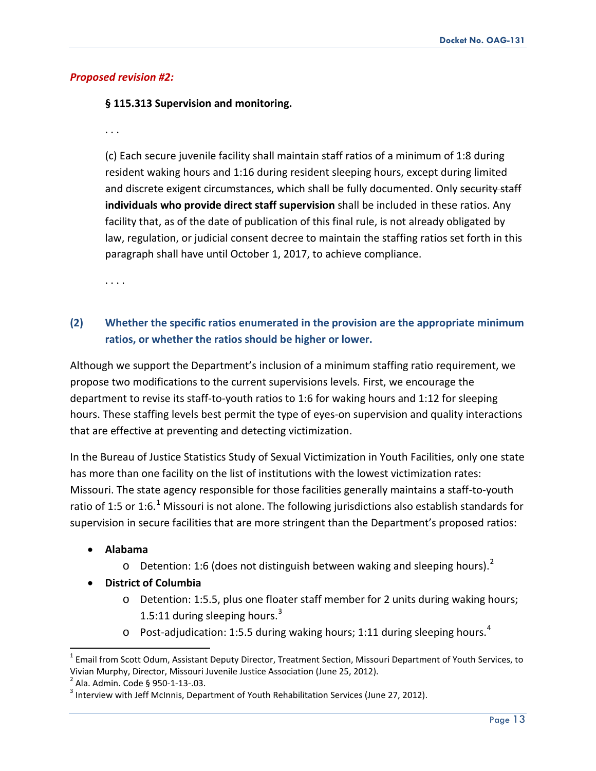***Proposed revision #2:***

**§ 115.313 Supervision and monitoring.**

. . .

(c) Each secure juvenile facility shall maintain staff ratios of a minimum of 1:8 during resident waking hours and 1:16 during resident sleeping hours, except during limited and discrete exigent circumstances, which shall be fully documented. Only ~~security staff~~ **individuals who provide direct staff supervision** shall be included in these ratios. Any facility that, as of the date of publication of this final rule, is not already obligated by law, regulation, or judicial consent decree to maintain the staffing ratios set forth in this paragraph shall have until October 1, 2017, to achieve compliance.

. . . .

### (2) Whether the specific ratios enumerated in the provision are the appropriate minimum ratios, or whether the ratios should be higher or lower.

Although we support the Department's inclusion of a minimum staffing ratio requirement, we propose two modifications to the current supervisions levels. First, we encourage the department to revise its staff-to-youth ratios to 1:6 for waking hours and 1:12 for sleeping hours. These staffing levels best permit the type of eyes-on supervision and quality interactions that are effective at preventing and detecting victimization.

In the Bureau of Justice Statistics Study of Sexual Victimization in Youth Facilities, only one state has more than one facility on the list of institutions with the lowest victimization rates: Missouri. The state agency responsible for those facilities generally maintains a staff-to-youth ratio of 1:5 or 1:6.[1] Missouri is not alone. The following jurisdictions also establish standards for supervision in secure facilities that are more stringent than the Department's proposed ratios:

- **Alabama**
  - Detention: 1:6 (does not distinguish between waking and sleeping hours).[2]
- **District of Columbia**
  - Detention: 1:5.5, plus one floater staff member for 2 units during waking hours; 1.5:11 during sleeping hours.[3]
  - Post-adjudication: 1:5.5 during waking hours; 1:11 during sleeping hours.[4]

---

[1] Email from Scott Odum, Assistant Deputy Director, Treatment Section, Missouri Department of Youth Services, to Vivian Murphy, Director, Missouri Juvenile Justice Association (June 25, 2012).

[2] Ala. Admin. Code § 950-1-13-.03.

[3] Interview with Jeff McInnis, Department of Youth Rehabilitation Services (June 27, 2012).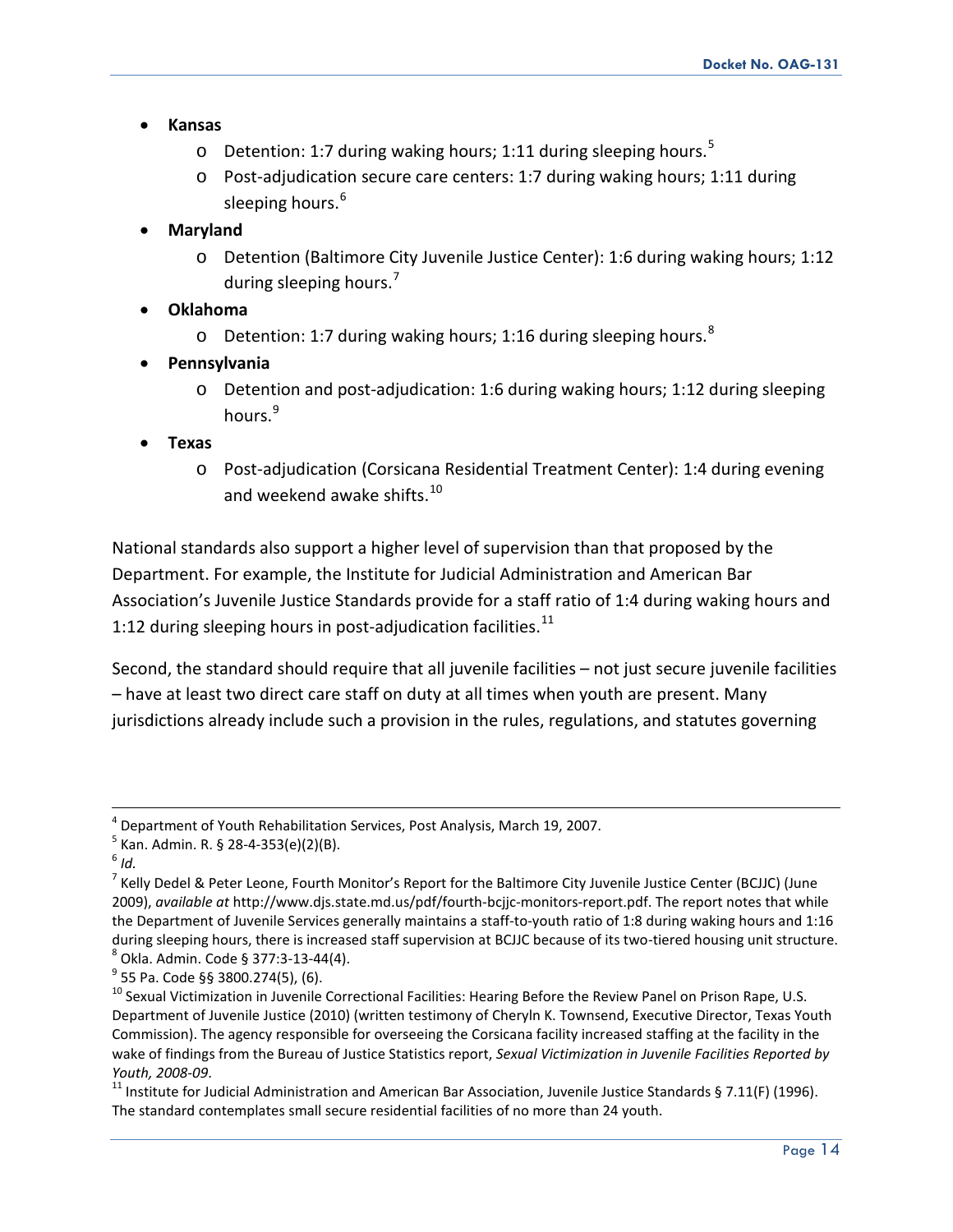- **Kansas**
  - Detention: 1:7 during waking hours; 1:11 during sleeping hours.[5]
  - Post-adjudication secure care centers: 1:7 during waking hours; 1:11 during sleeping hours.[6]
- **Maryland**
  - Detention (Baltimore City Juvenile Justice Center): 1:6 during waking hours; 1:12 during sleeping hours.[7]
- **Oklahoma**
  - Detention: 1:7 during waking hours; 1:16 during sleeping hours.[8]
- **Pennsylvania**
  - Detention and post-adjudication: 1:6 during waking hours; 1:12 during sleeping hours.[9]
- **Texas**
  - Post-adjudication (Corsicana Residential Treatment Center): 1:4 during evening and weekend awake shifts.[10]

National standards also support a higher level of supervision than that proposed by the Department. For example, the Institute for Judicial Administration and American Bar Association's Juvenile Justice Standards provide for a staff ratio of 1:4 during waking hours and 1:12 during sleeping hours in post-adjudication facilities.[11]

Second, the standard should require that all juvenile facilities – not just secure juvenile facilities – have at least two direct care staff on duty at all times when youth are present. Many jurisdictions already include such a provision in the rules, regulations, and statutes governing

---

[4] Department of Youth Rehabilitation Services, Post Analysis, March 19, 2007.

[5] Kan. Admin. R. § 28-4-353(e)(2)(B).

[6] *Id.*

[7] Kelly Dedel & Peter Leone, Fourth Monitor's Report for the Baltimore City Juvenile Justice Center (BCJJC) (June 2009), *available at* http://www.djs.state.md.us/pdf/fourth-bcjjc-monitors-report.pdf. The report notes that while the Department of Juvenile Services generally maintains a staff-to-youth ratio of 1:8 during waking hours and 1:16 during sleeping hours, there is increased staff supervision at BCJJC because of its two-tiered housing unit structure.

[8] Okla. Admin. Code § 377:3-13-44(4).

[9] 55 Pa. Code §§ 3800.274(5), (6).

[10] Sexual Victimization in Juvenile Correctional Facilities: Hearing Before the Review Panel on Prison Rape, U.S. Department of Juvenile Justice (2010) (written testimony of Cheryln K. Townsend, Executive Director, Texas Youth Commission). The agency responsible for overseeing the Corsicana facility increased staffing at the facility in the wake of findings from the Bureau of Justice Statistics report, *Sexual Victimization in Juvenile Facilities Reported by Youth, 2008-09*.

[11] Institute for Judicial Administration and American Bar Association, Juvenile Justice Standards § 7.11(F) (1996). The standard contemplates small secure residential facilities of no more than 24 youth.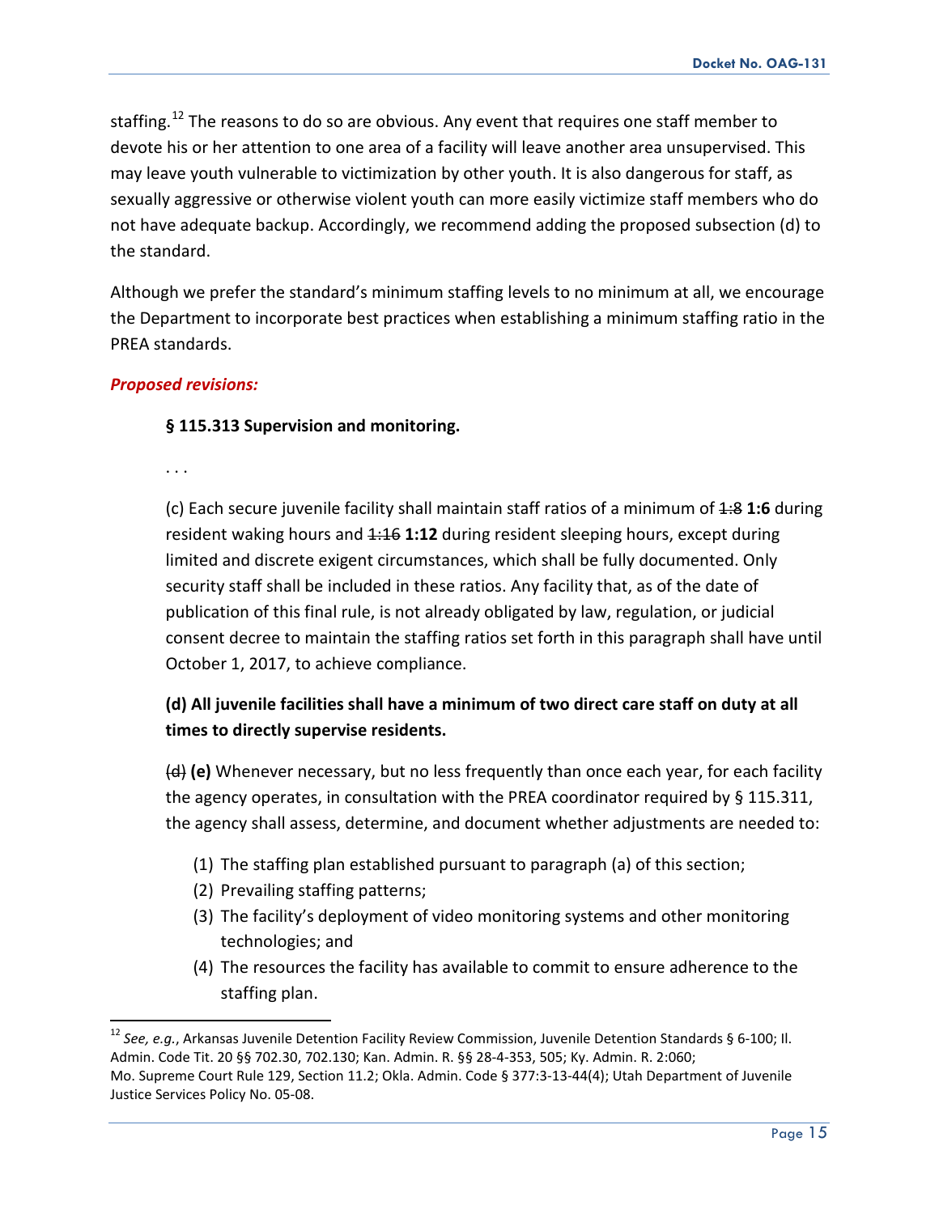staffing.[12] The reasons to do so are obvious. Any event that requires one staff member to devote his or her attention to one area of a facility will leave another area unsupervised. This may leave youth vulnerable to victimization by other youth. It is also dangerous for staff, as sexually aggressive or otherwise violent youth can more easily victimize staff members who do not have adequate backup. Accordingly, we recommend adding the proposed subsection (d) to the standard.

Although we prefer the standard's minimum staffing levels to no minimum at all, we encourage the Department to incorporate best practices when establishing a minimum staffing ratio in the PREA standards.

***Proposed revisions:***

**§ 115.313 Supervision and monitoring.**

. . .

(c) Each secure juvenile facility shall maintain staff ratios of a minimum of ~~1:8~~ **1:6** during resident waking hours and ~~1:16~~ **1:12** during resident sleeping hours, except during limited and discrete exigent circumstances, which shall be fully documented. Only security staff shall be included in these ratios. Any facility that, as of the date of publication of this final rule, is not already obligated by law, regulation, or judicial consent decree to maintain the staffing ratios set forth in this paragraph shall have until October 1, 2017, to achieve compliance.

**(d) All juvenile facilities shall have a minimum of two direct care staff on duty at all times to directly supervise residents.**

~~(d)~~ **(e)** Whenever necessary, but no less frequently than once each year, for each facility the agency operates, in consultation with the PREA coordinator required by § 115.311, the agency shall assess, determine, and document whether adjustments are needed to:

1. The staffing plan established pursuant to paragraph (a) of this section;
2. Prevailing staffing patterns;
3. The facility's deployment of video monitoring systems and other monitoring technologies; and
4. The resources the facility has available to commit to ensure adherence to the staffing plan.

---

[12] *See, e.g.*, Arkansas Juvenile Detention Facility Review Commission, Juvenile Detention Standards § 6-100; Il. Admin. Code Tit. 20 §§ 702.30, 702.130; Kan. Admin. R. §§ 28-4-353, 505; Ky. Admin. R. 2:060; Mo. Supreme Court Rule 129, Section 11.2; Okla. Admin. Code § 377:3-13-44(4); Utah Department of Juvenile Justice Services Policy No. 05-08.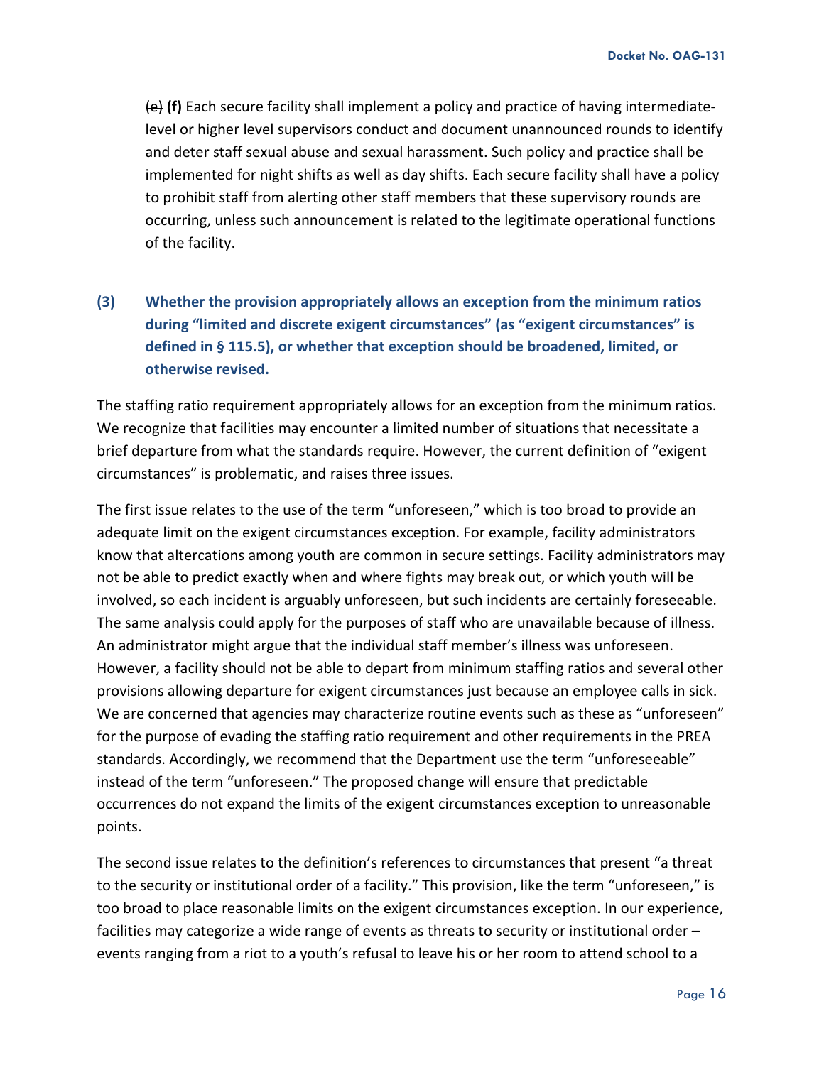~~(e)~~ **(f)** Each secure facility shall implement a policy and practice of having intermediate-level or higher level supervisors conduct and document unannounced rounds to identify and deter staff sexual abuse and sexual harassment. Such policy and practice shall be implemented for night shifts as well as day shifts. Each secure facility shall have a policy to prohibit staff from alerting other staff members that these supervisory rounds are occurring, unless such announcement is related to the legitimate operational functions of the facility.

### (3) Whether the provision appropriately allows an exception from the minimum ratios during "limited and discrete exigent circumstances" (as "exigent circumstances" is defined in § 115.5), or whether that exception should be broadened, limited, or otherwise revised.

The staffing ratio requirement appropriately allows for an exception from the minimum ratios. We recognize that facilities may encounter a limited number of situations that necessitate a brief departure from what the standards require. However, the current definition of "exigent circumstances" is problematic, and raises three issues.

The first issue relates to the use of the term "unforeseen," which is too broad to provide an adequate limit on the exigent circumstances exception. For example, facility administrators know that altercations among youth are common in secure settings. Facility administrators may not be able to predict exactly when and where fights may break out, or which youth will be involved, so each incident is arguably unforeseen, but such incidents are certainly foreseeable. The same analysis could apply for the purposes of staff who are unavailable because of illness. An administrator might argue that the individual staff member's illness was unforeseen. However, a facility should not be able to depart from minimum staffing ratios and several other provisions allowing departure for exigent circumstances just because an employee calls in sick. We are concerned that agencies may characterize routine events such as these as "unforeseen" for the purpose of evading the staffing ratio requirement and other requirements in the PREA standards. Accordingly, we recommend that the Department use the term "unforeseeable" instead of the term "unforeseen." The proposed change will ensure that predictable occurrences do not expand the limits of the exigent circumstances exception to unreasonable points.

The second issue relates to the definition's references to circumstances that present "a threat to the security or institutional order of a facility." This provision, like the term "unforeseen," is too broad to place reasonable limits on the exigent circumstances exception. In our experience, facilities may categorize a wide range of events as threats to security or institutional order – events ranging from a riot to a youth's refusal to leave his or her room to attend school to a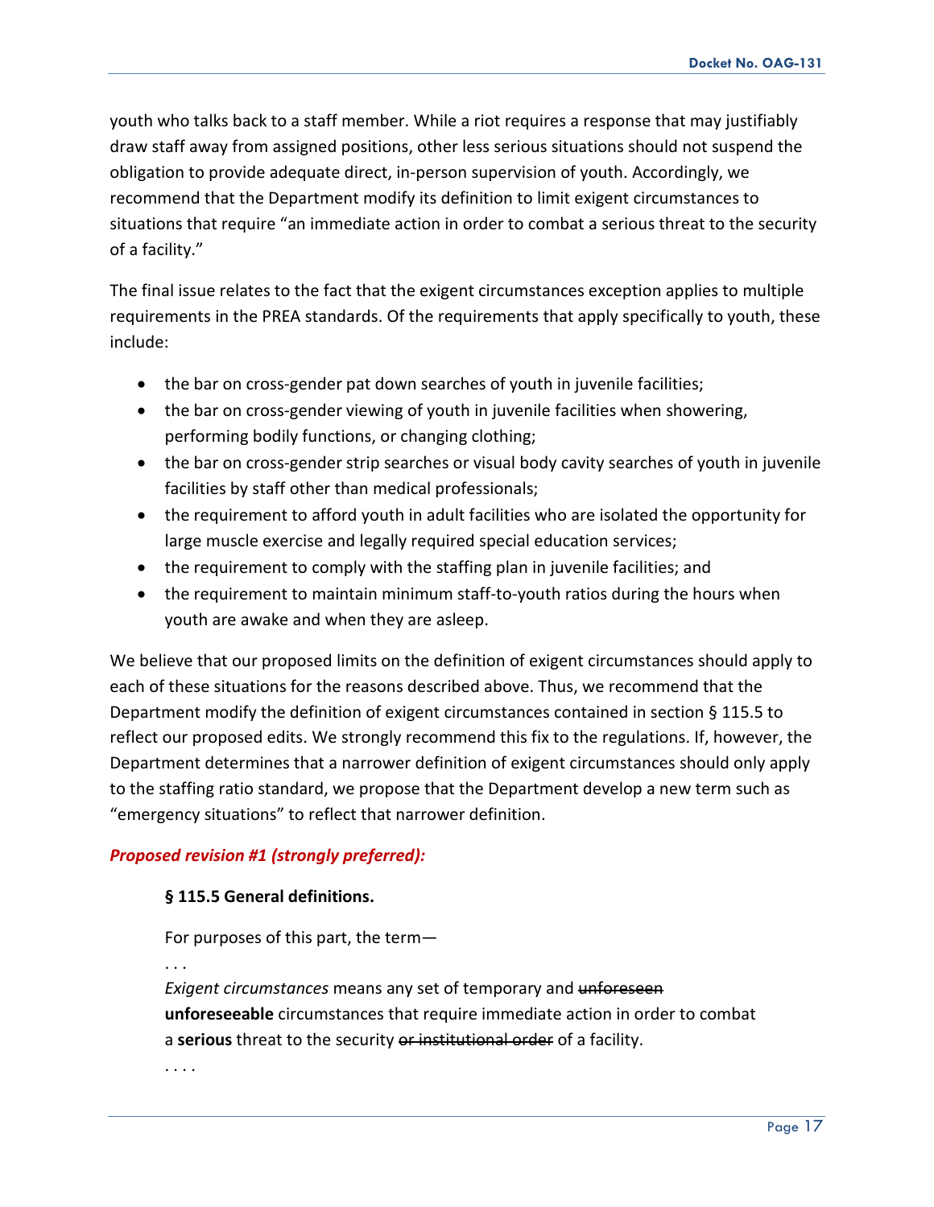youth who talks back to a staff member. While a riot requires a response that may justifiably draw staff away from assigned positions, other less serious situations should not suspend the obligation to provide adequate direct, in-person supervision of youth. Accordingly, we recommend that the Department modify its definition to limit exigent circumstances to situations that require "an immediate action in order to combat a serious threat to the security of a facility."

The final issue relates to the fact that the exigent circumstances exception applies to multiple requirements in the PREA standards. Of the requirements that apply specifically to youth, these include:

- the bar on cross-gender pat down searches of youth in juvenile facilities;
- the bar on cross-gender viewing of youth in juvenile facilities when showering, performing bodily functions, or changing clothing;
- the bar on cross-gender strip searches or visual body cavity searches of youth in juvenile facilities by staff other than medical professionals;
- the requirement to afford youth in adult facilities who are isolated the opportunity for large muscle exercise and legally required special education services;
- the requirement to comply with the staffing plan in juvenile facilities; and
- the requirement to maintain minimum staff-to-youth ratios during the hours when youth are awake and when they are asleep.

We believe that our proposed limits on the definition of exigent circumstances should apply to each of these situations for the reasons described above. Thus, we recommend that the Department modify the definition of exigent circumstances contained in section § 115.5 to reflect our proposed edits. We strongly recommend this fix to the regulations. If, however, the Department determines that a narrower definition of exigent circumstances should only apply to the staffing ratio standard, we propose that the Department develop a new term such as "emergency situations" to reflect that narrower definition.

***Proposed revision #1 (strongly preferred):***

> **§ 115.5 General definitions.**
>
> For purposes of this part, the term—
>
> . . .
>
> *Exigent circumstances* means any set of temporary and ~~unforeseen~~ **unforeseeable** circumstances that require immediate action in order to combat a **serious** threat to the security ~~or institutional order~~ of a facility.
>
> . . . .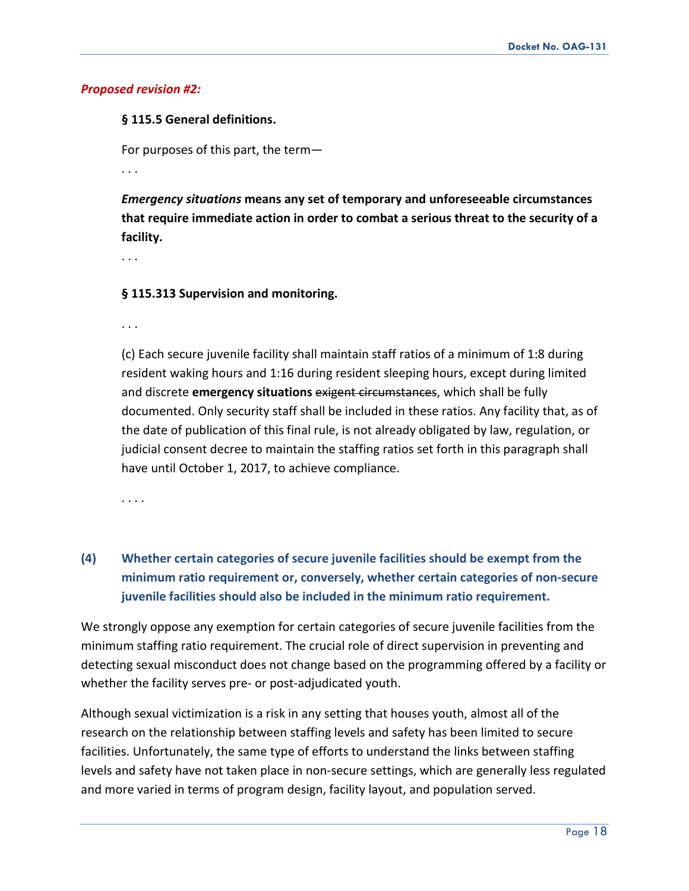***Proposed revision #2:***

**§ 115.5 General definitions.**

For purposes of this part, the term—

. . .

***Emergency situations*** **means any set of temporary and unforeseeable circumstances that require immediate action in order to combat a serious threat to the security of a facility.**

. . .

**§ 115.313 Supervision and monitoring.**

. . .

(c) Each secure juvenile facility shall maintain staff ratios of a minimum of 1:8 during resident waking hours and 1:16 during resident sleeping hours, except during limited and discrete **emergency situations** ~~exigent circumstances~~, which shall be fully documented. Only security staff shall be included in these ratios. Any facility that, as of the date of publication of this final rule, is not already obligated by law, regulation, or judicial consent decree to maintain the staffing ratios set forth in this paragraph shall have until October 1, 2017, to achieve compliance.

. . . .

### (4) Whether certain categories of secure juvenile facilities should be exempt from the minimum ratio requirement or, conversely, whether certain categories of non-secure juvenile facilities should also be included in the minimum ratio requirement.

We strongly oppose any exemption for certain categories of secure juvenile facilities from the minimum staffing ratio requirement. The crucial role of direct supervision in preventing and detecting sexual misconduct does not change based on the programming offered by a facility or whether the facility serves pre- or post-adjudicated youth.

Although sexual victimization is a risk in any setting that houses youth, almost all of the research on the relationship between staffing levels and safety has been limited to secure facilities. Unfortunately, the same type of efforts to understand the links between staffing levels and safety have not taken place in non-secure settings, which are generally less regulated and more varied in terms of program design, facility layout, and population served.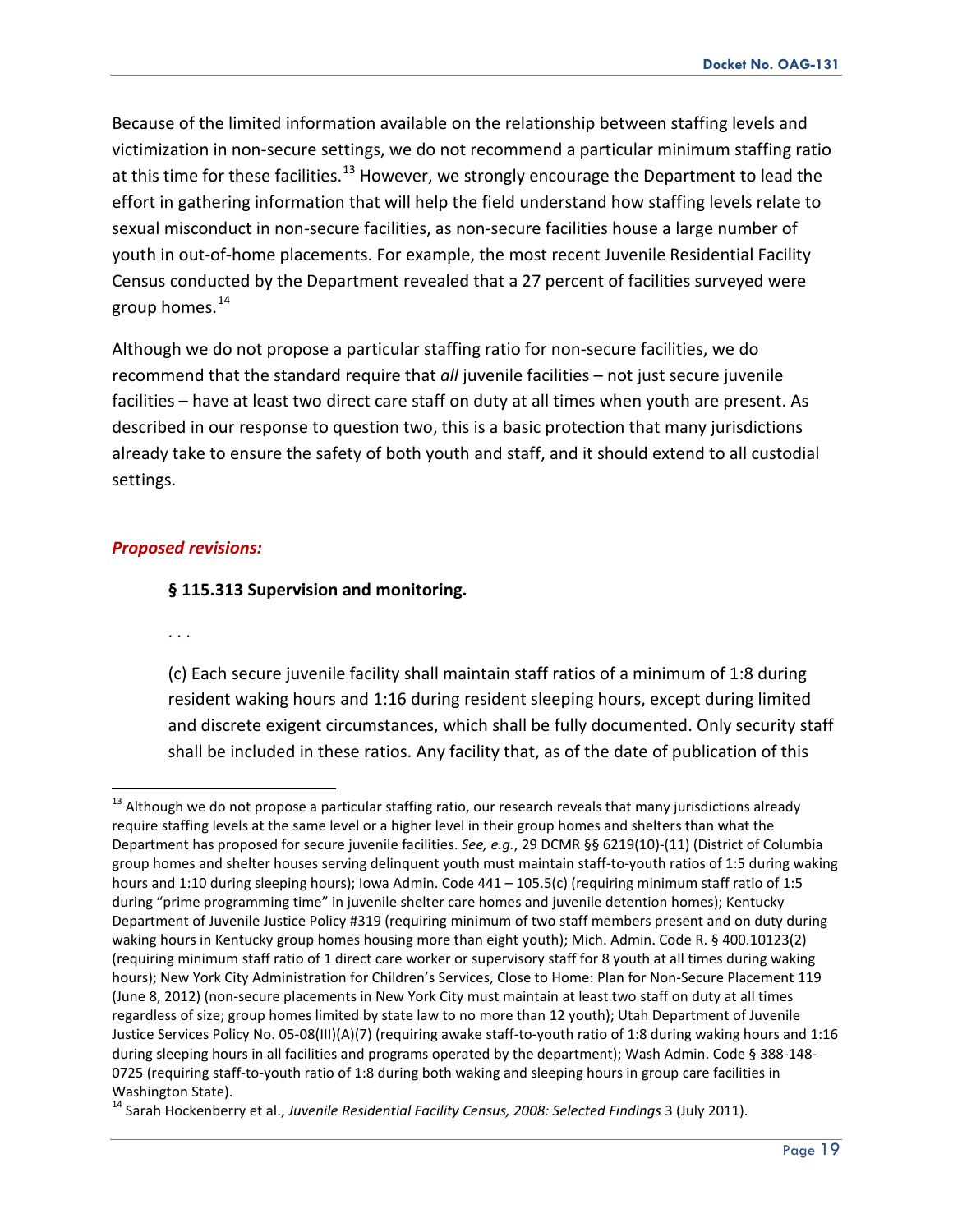Because of the limited information available on the relationship between staffing levels and victimization in non-secure settings, we do not recommend a particular minimum staffing ratio at this time for these facilities.[13] However, we strongly encourage the Department to lead the effort in gathering information that will help the field understand how staffing levels relate to sexual misconduct in non-secure facilities, as non-secure facilities house a large number of youth in out-of-home placements. For example, the most recent Juvenile Residential Facility Census conducted by the Department revealed that a 27 percent of facilities surveyed were group homes.[14]

Although we do not propose a particular staffing ratio for non-secure facilities, we do recommend that the standard require that *all* juvenile facilities – not just secure juvenile facilities – have at least two direct care staff on duty at all times when youth are present. As described in our response to question two, this is a basic protection that many jurisdictions already take to ensure the safety of both youth and staff, and it should extend to all custodial settings.

***Proposed revisions:***

**§ 115.313 Supervision and monitoring.**

. . .

(c) Each secure juvenile facility shall maintain staff ratios of a minimum of 1:8 during resident waking hours and 1:16 during resident sleeping hours, except during limited and discrete exigent circumstances, which shall be fully documented. Only security staff shall be included in these ratios. Any facility that, as of the date of publication of this

---

[13] Although we do not propose a particular staffing ratio, our research reveals that many jurisdictions already require staffing levels at the same level or a higher level in their group homes and shelters than what the Department has proposed for secure juvenile facilities. *See, e.g.*, 29 DCMR §§ 6219(10)-(11) (District of Columbia group homes and shelter houses serving delinquent youth must maintain staff-to-youth ratios of 1:5 during waking hours and 1:10 during sleeping hours); Iowa Admin. Code 441 – 105.5(c) (requiring minimum staff ratio of 1:5 during "prime programming time" in juvenile shelter care homes and juvenile detention homes); Kentucky Department of Juvenile Justice Policy #319 (requiring minimum of two staff members present and on duty during waking hours in Kentucky group homes housing more than eight youth); Mich. Admin. Code R. § 400.10123(2) (requiring minimum staff ratio of 1 direct care worker or supervisory staff for 8 youth at all times during waking hours); New York City Administration for Children's Services, Close to Home: Plan for Non-Secure Placement 119 (June 8, 2012) (non-secure placements in New York City must maintain at least two staff on duty at all times regardless of size; group homes limited by state law to no more than 12 youth); Utah Department of Juvenile Justice Services Policy No. 05-08(III)(A)(7) (requiring awake staff-to-youth ratio of 1:8 during waking hours and 1:16 during sleeping hours in all facilities and programs operated by the department); Wash Admin. Code § 388-148-0725 (requiring staff-to-youth ratio of 1:8 during both waking and sleeping hours in group care facilities in Washington State).

[14] Sarah Hockenberry et al., *Juvenile Residential Facility Census, 2008: Selected Findings* 3 (July 2011).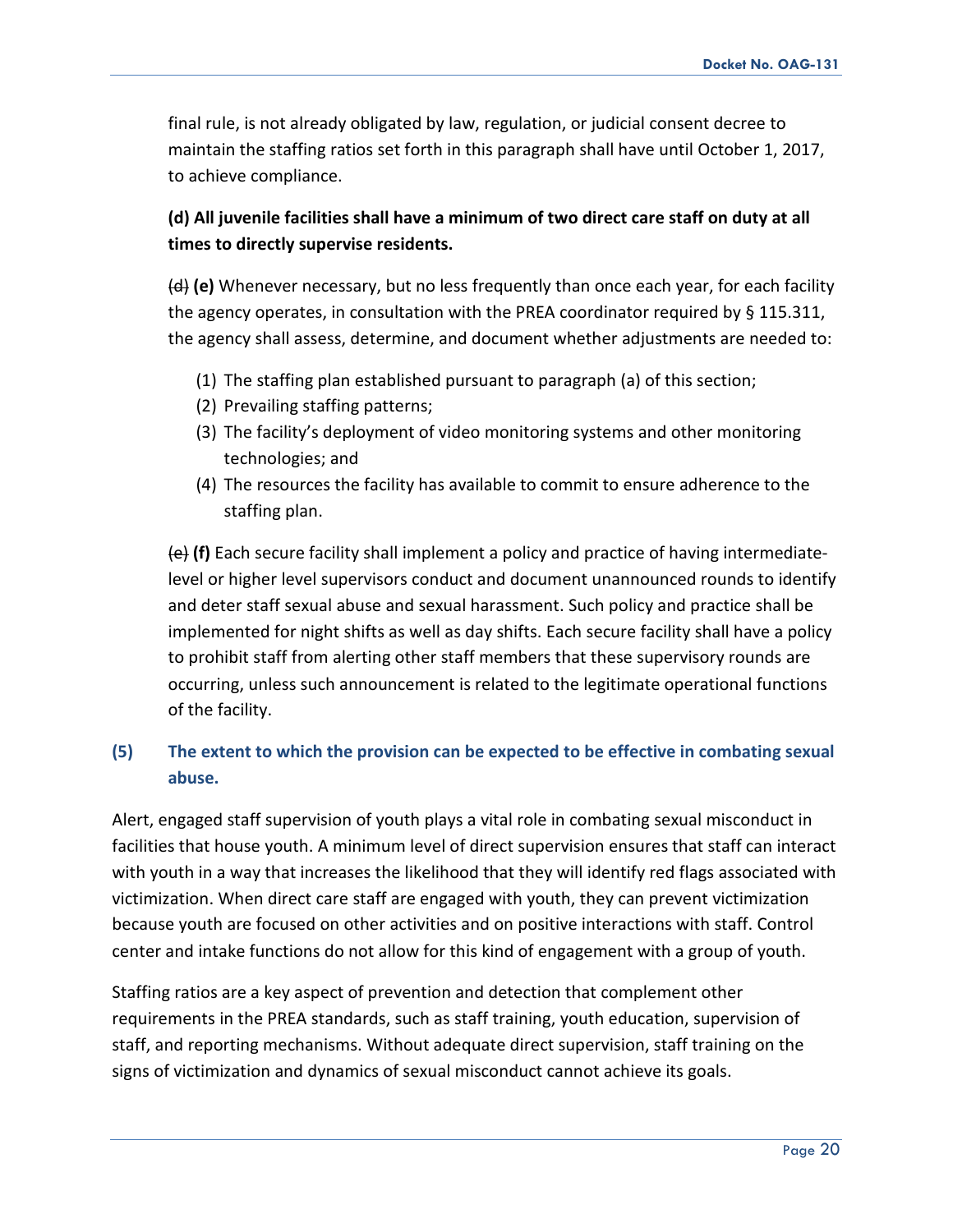final rule, is not already obligated by law, regulation, or judicial consent decree to maintain the staffing ratios set forth in this paragraph shall have until October 1, 2017, to achieve compliance.

**(d) All juvenile facilities shall have a minimum of two direct care staff on duty at all times to directly supervise residents.**

~~(d)~~ **(e)** Whenever necessary, but no less frequently than once each year, for each facility the agency operates, in consultation with the PREA coordinator required by § 115.311, the agency shall assess, determine, and document whether adjustments are needed to:

1. The staffing plan established pursuant to paragraph (a) of this section;
2. Prevailing staffing patterns;
3. The facility's deployment of video monitoring systems and other monitoring technologies; and
4. The resources the facility has available to commit to ensure adherence to the staffing plan.

~~(e)~~ **(f)** Each secure facility shall implement a policy and practice of having intermediate-level or higher level supervisors conduct and document unannounced rounds to identify and deter staff sexual abuse and sexual harassment. Such policy and practice shall be implemented for night shifts as well as day shifts. Each secure facility shall have a policy to prohibit staff from alerting other staff members that these supervisory rounds are occurring, unless such announcement is related to the legitimate operational functions of the facility.

### (5) The extent to which the provision can be expected to be effective in combating sexual abuse.

Alert, engaged staff supervision of youth plays a vital role in combating sexual misconduct in facilities that house youth. A minimum level of direct supervision ensures that staff can interact with youth in a way that increases the likelihood that they will identify red flags associated with victimization. When direct care staff are engaged with youth, they can prevent victimization because youth are focused on other activities and on positive interactions with staff. Control center and intake functions do not allow for this kind of engagement with a group of youth.

Staffing ratios are a key aspect of prevention and detection that complement other requirements in the PREA standards, such as staff training, youth education, supervision of staff, and reporting mechanisms. Without adequate direct supervision, staff training on the signs of victimization and dynamics of sexual misconduct cannot achieve its goals.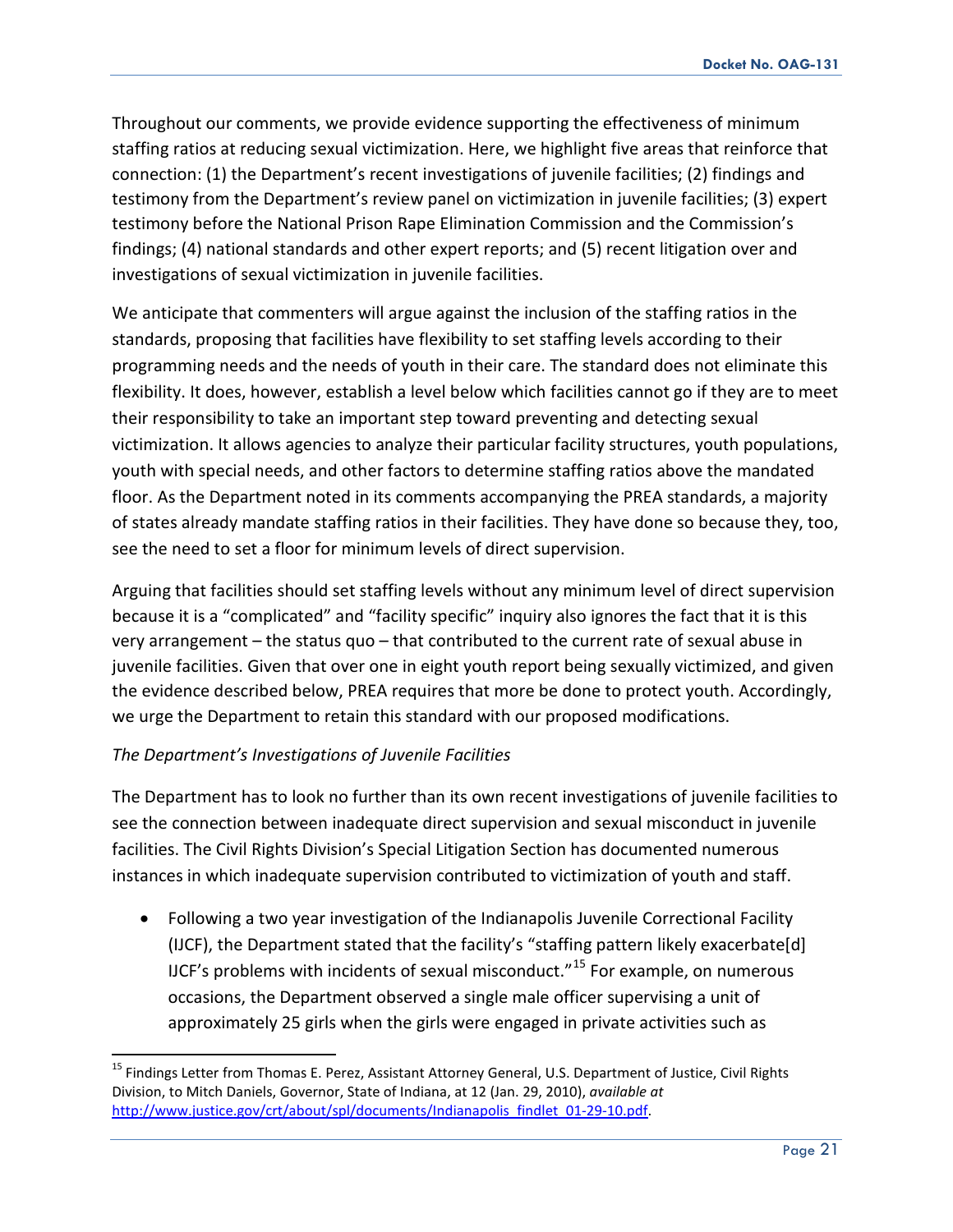Throughout our comments, we provide evidence supporting the effectiveness of minimum staffing ratios at reducing sexual victimization. Here, we highlight five areas that reinforce that connection: (1) the Department's recent investigations of juvenile facilities; (2) findings and testimony from the Department's review panel on victimization in juvenile facilities; (3) expert testimony before the National Prison Rape Elimination Commission and the Commission's findings; (4) national standards and other expert reports; and (5) recent litigation over and investigations of sexual victimization in juvenile facilities.

We anticipate that commenters will argue against the inclusion of the staffing ratios in the standards, proposing that facilities have flexibility to set staffing levels according to their programming needs and the needs of youth in their care. The standard does not eliminate this flexibility. It does, however, establish a level below which facilities cannot go if they are to meet their responsibility to take an important step toward preventing and detecting sexual victimization. It allows agencies to analyze their particular facility structures, youth populations, youth with special needs, and other factors to determine staffing ratios above the mandated floor. As the Department noted in its comments accompanying the PREA standards, a majority of states already mandate staffing ratios in their facilities. They have done so because they, too, see the need to set a floor for minimum levels of direct supervision.

Arguing that facilities should set staffing levels without any minimum level of direct supervision because it is a "complicated" and "facility specific" inquiry also ignores the fact that it is this very arrangement – the status quo – that contributed to the current rate of sexual abuse in juvenile facilities. Given that over one in eight youth report being sexually victimized, and given the evidence described below, PREA requires that more be done to protect youth. Accordingly, we urge the Department to retain this standard with our proposed modifications.

*The Department's Investigations of Juvenile Facilities*

The Department has to look no further than its own recent investigations of juvenile facilities to see the connection between inadequate direct supervision and sexual misconduct in juvenile facilities. The Civil Rights Division's Special Litigation Section has documented numerous instances in which inadequate supervision contributed to victimization of youth and staff.

- Following a two year investigation of the Indianapolis Juvenile Correctional Facility (IJCF), the Department stated that the facility's "staffing pattern likely exacerbate[d] IJCF's problems with incidents of sexual misconduct."[15] For example, on numerous occasions, the Department observed a single male officer supervising a unit of approximately 25 girls when the girls were engaged in private activities such as

[15] Findings Letter from Thomas E. Perez, Assistant Attorney General, U.S. Department of Justice, Civil Rights Division, to Mitch Daniels, Governor, State of Indiana, at 12 (Jan. 29, 2010), *available at* http://www.justice.gov/crt/about/spl/documents/Indianapolis_findlet_01-29-10.pdf.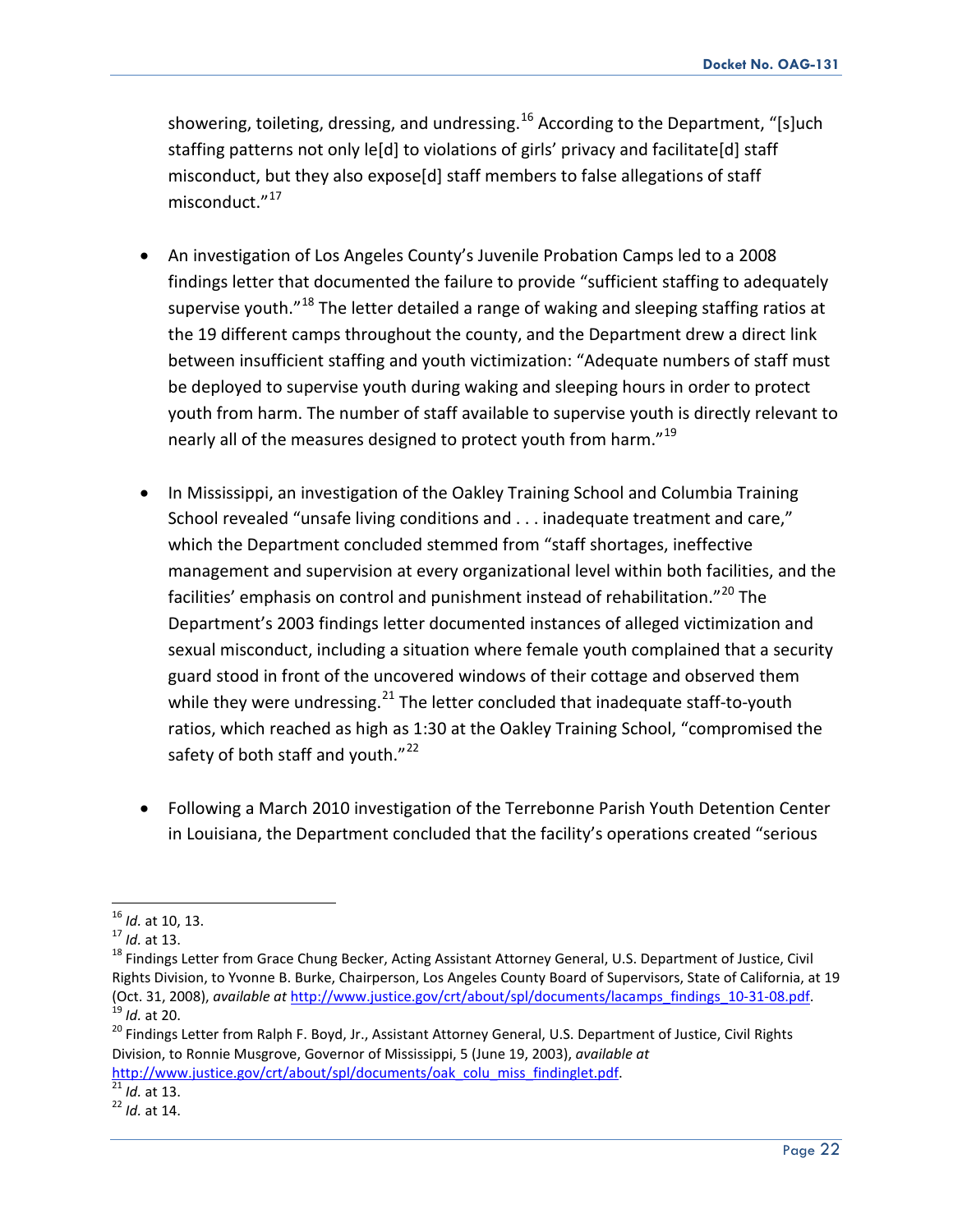showering, toileting, dressing, and undressing.[16] According to the Department, "[s]uch staffing patterns not only le[d] to violations of girls' privacy and facilitate[d] staff misconduct, but they also expose[d] staff members to false allegations of staff misconduct."[17]

- An investigation of Los Angeles County's Juvenile Probation Camps led to a 2008 findings letter that documented the failure to provide "sufficient staffing to adequately supervise youth."[18] The letter detailed a range of waking and sleeping staffing ratios at the 19 different camps throughout the county, and the Department drew a direct link between insufficient staffing and youth victimization: "Adequate numbers of staff must be deployed to supervise youth during waking and sleeping hours in order to protect youth from harm. The number of staff available to supervise youth is directly relevant to nearly all of the measures designed to protect youth from harm."[19]

- In Mississippi, an investigation of the Oakley Training School and Columbia Training School revealed "unsafe living conditions and . . . inadequate treatment and care," which the Department concluded stemmed from "staff shortages, ineffective management and supervision at every organizational level within both facilities, and the facilities' emphasis on control and punishment instead of rehabilitation."[20] The Department's 2003 findings letter documented instances of alleged victimization and sexual misconduct, including a situation where female youth complained that a security guard stood in front of the uncovered windows of their cottage and observed them while they were undressing.[21] The letter concluded that inadequate staff-to-youth ratios, which reached as high as 1:30 at the Oakley Training School, "compromised the safety of both staff and youth."[22]

- Following a March 2010 investigation of the Terrebonne Parish Youth Detention Center in Louisiana, the Department concluded that the facility's operations created "serious

---

[16] *Id.* at 10, 13.

[17] *Id.* at 13.

[18] Findings Letter from Grace Chung Becker, Acting Assistant Attorney General, U.S. Department of Justice, Civil Rights Division, to Yvonne B. Burke, Chairperson, Los Angeles County Board of Supervisors, State of California, at 19 (Oct. 31, 2008), *available at* http://www.justice.gov/crt/about/spl/documents/lacamps_findings_10-31-08.pdf.

[19] *Id.* at 20.

[20] Findings Letter from Ralph F. Boyd, Jr., Assistant Attorney General, U.S. Department of Justice, Civil Rights Division, to Ronnie Musgrove, Governor of Mississippi, 5 (June 19, 2003), *available at* http://www.justice.gov/crt/about/spl/documents/oak_colu_miss_findinglet.pdf.

[21] *Id.* at 13.

[22] *Id.* at 14.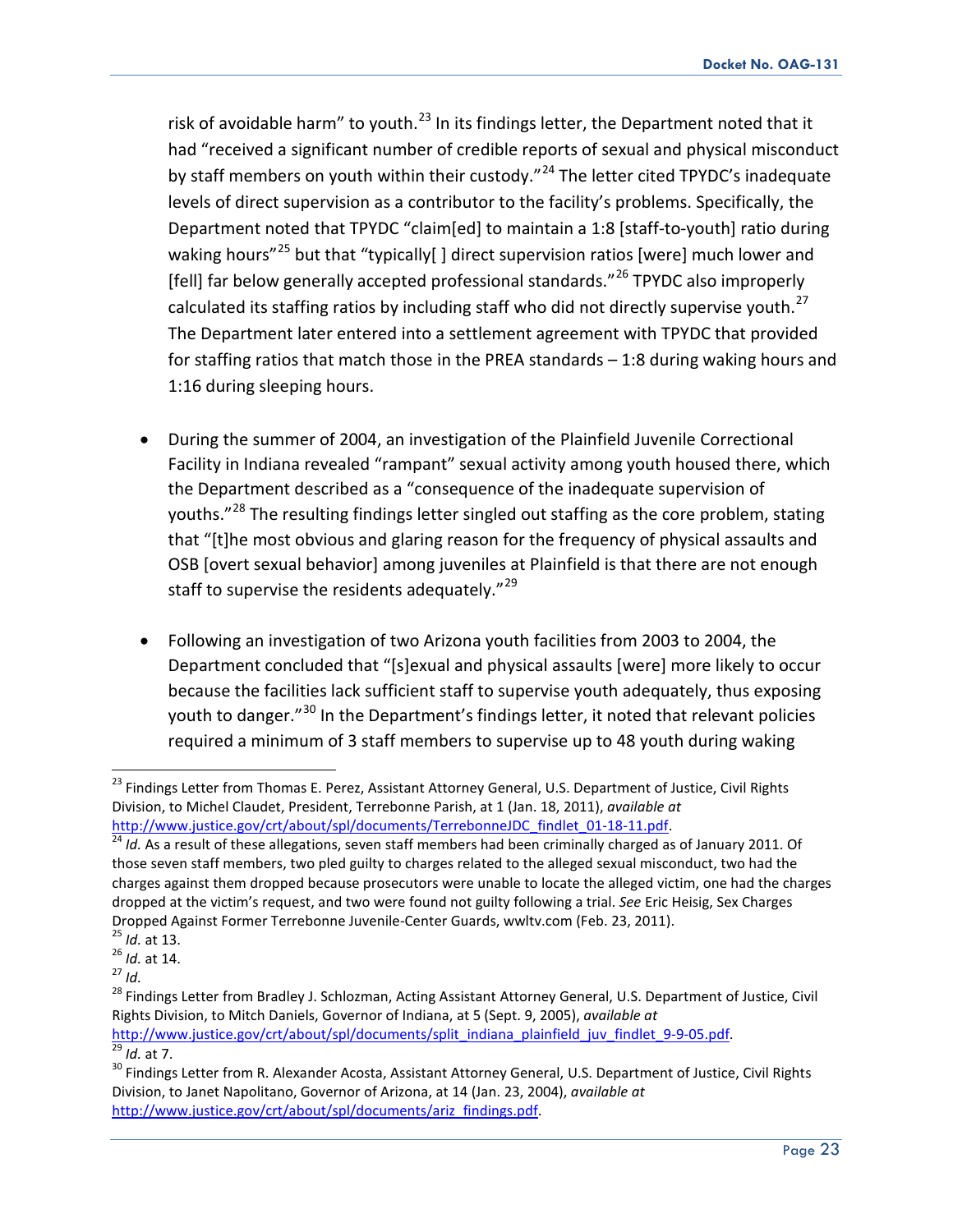risk of avoidable harm" to youth.[23] In its findings letter, the Department noted that it had "received a significant number of credible reports of sexual and physical misconduct by staff members on youth within their custody."[24] The letter cited TPYDC's inadequate levels of direct supervision as a contributor to the facility's problems. Specifically, the Department noted that TPYDC "claim[ed] to maintain a 1:8 [staff-to-youth] ratio during waking hours"[25] but that "typically[ ] direct supervision ratios [were] much lower and [fell] far below generally accepted professional standards."[26] TPYDC also improperly calculated its staffing ratios by including staff who did not directly supervise youth.[27] The Department later entered into a settlement agreement with TPYDC that provided for staffing ratios that match those in the PREA standards – 1:8 during waking hours and 1:16 during sleeping hours.

- During the summer of 2004, an investigation of the Plainfield Juvenile Correctional Facility in Indiana revealed "rampant" sexual activity among youth housed there, which the Department described as a "consequence of the inadequate supervision of youths."[28] The resulting findings letter singled out staffing as the core problem, stating that "[t]he most obvious and glaring reason for the frequency of physical assaults and OSB [overt sexual behavior] among juveniles at Plainfield is that there are not enough staff to supervise the residents adequately."[29]

- Following an investigation of two Arizona youth facilities from 2003 to 2004, the Department concluded that "[s]exual and physical assaults [were] more likely to occur because the facilities lack sufficient staff to supervise youth adequately, thus exposing youth to danger."[30] In the Department's findings letter, it noted that relevant policies required a minimum of 3 staff members to supervise up to 48 youth during waking

---

[23] Findings Letter from Thomas E. Perez, Assistant Attorney General, U.S. Department of Justice, Civil Rights Division, to Michel Claudet, President, Terrebonne Parish, at 1 (Jan. 18, 2011), *available at* http://www.justice.gov/crt/about/spl/documents/TerrebonneJDC_findlet_01-18-11.pdf.

[24] *Id.* As a result of these allegations, seven staff members had been criminally charged as of January 2011. Of those seven staff members, two pled guilty to charges related to the alleged sexual misconduct, two had the charges against them dropped because prosecutors were unable to locate the alleged victim, one had the charges dropped at the victim's request, and two were found not guilty following a trial. *See* Eric Heisig, Sex Charges Dropped Against Former Terrebonne Juvenile-Center Guards, wwltv.com (Feb. 23, 2011).

[25] *Id.* at 13.

[26] *Id.* at 14.

[27] *Id.*

[28] Findings Letter from Bradley J. Schlozman, Acting Assistant Attorney General, U.S. Department of Justice, Civil Rights Division, to Mitch Daniels, Governor of Indiana, at 5 (Sept. 9, 2005), *available at* http://www.justice.gov/crt/about/spl/documents/split_indiana_plainfield_juv_findlet_9-9-05.pdf.

[29] *Id.* at 7.

[30] Findings Letter from R. Alexander Acosta, Assistant Attorney General, U.S. Department of Justice, Civil Rights Division, to Janet Napolitano, Governor of Arizona, at 14 (Jan. 23, 2004), *available at* http://www.justice.gov/crt/about/spl/documents/ariz_findings.pdf.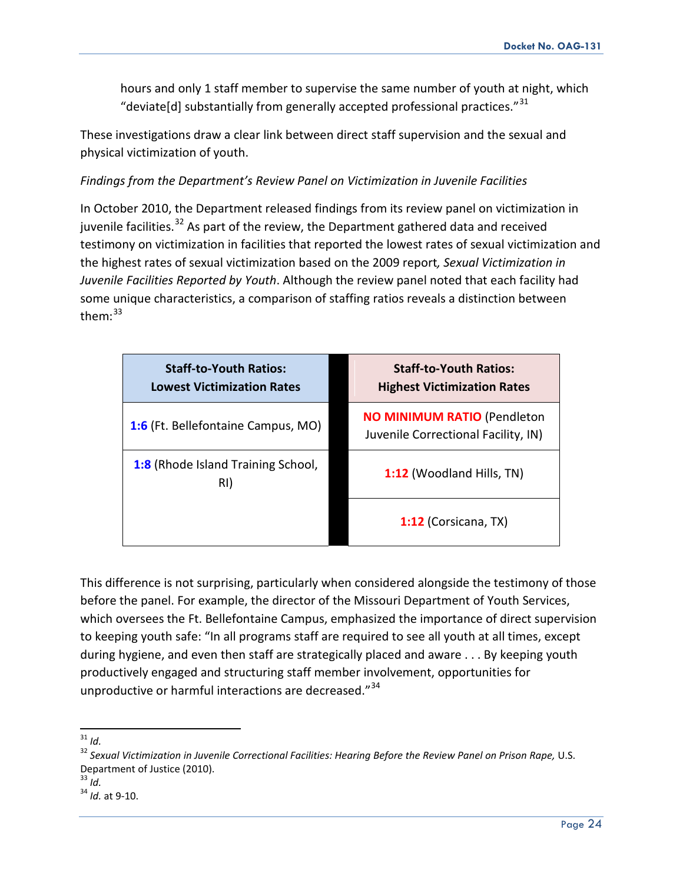hours and only 1 staff member to supervise the same number of youth at night, which "deviate[d] substantially from generally accepted professional practices."[31]

These investigations draw a clear link between direct staff supervision and the sexual and physical victimization of youth.

*Findings from the Department's Review Panel on Victimization in Juvenile Facilities*

In October 2010, the Department released findings from its review panel on victimization in juvenile facilities.[32] As part of the review, the Department gathered data and received testimony on victimization in facilities that reported the lowest rates of sexual victimization and the highest rates of sexual victimization based on the 2009 report*, Sexual Victimization in Juvenile Facilities Reported by Youth*. Although the review panel noted that each facility had some unique characteristics, a comparison of staffing ratios reveals a distinction between them:[33]

| Staff-to-Youth Ratios: Lowest Victimization Rates | Staff-to-Youth Ratios: Highest Victimization Rates |
|---|---|
| **1:6** (Ft. Bellefontaine Campus, MO) | **NO MINIMUM RATIO** (Pendleton Juvenile Correctional Facility, IN) |
| **1:8** (Rhode Island Training School, RI) | **1:12** (Woodland Hills, TN) |
| | **1:12** (Corsicana, TX) |

This difference is not surprising, particularly when considered alongside the testimony of those before the panel. For example, the director of the Missouri Department of Youth Services, which oversees the Ft. Bellefontaine Campus, emphasized the importance of direct supervision to keeping youth safe: "In all programs staff are required to see all youth at all times, except during hygiene, and even then staff are strategically placed and aware . . . By keeping youth productively engaged and structuring staff member involvement, opportunities for unproductive or harmful interactions are decreased."[34]

---

[31] *Id.*

[32] *Sexual Victimization in Juvenile Correctional Facilities: Hearing Before the Review Panel on Prison Rape,* U.S. Department of Justice (2010).

[33] *Id.*

[34] *Id.* at 9-10.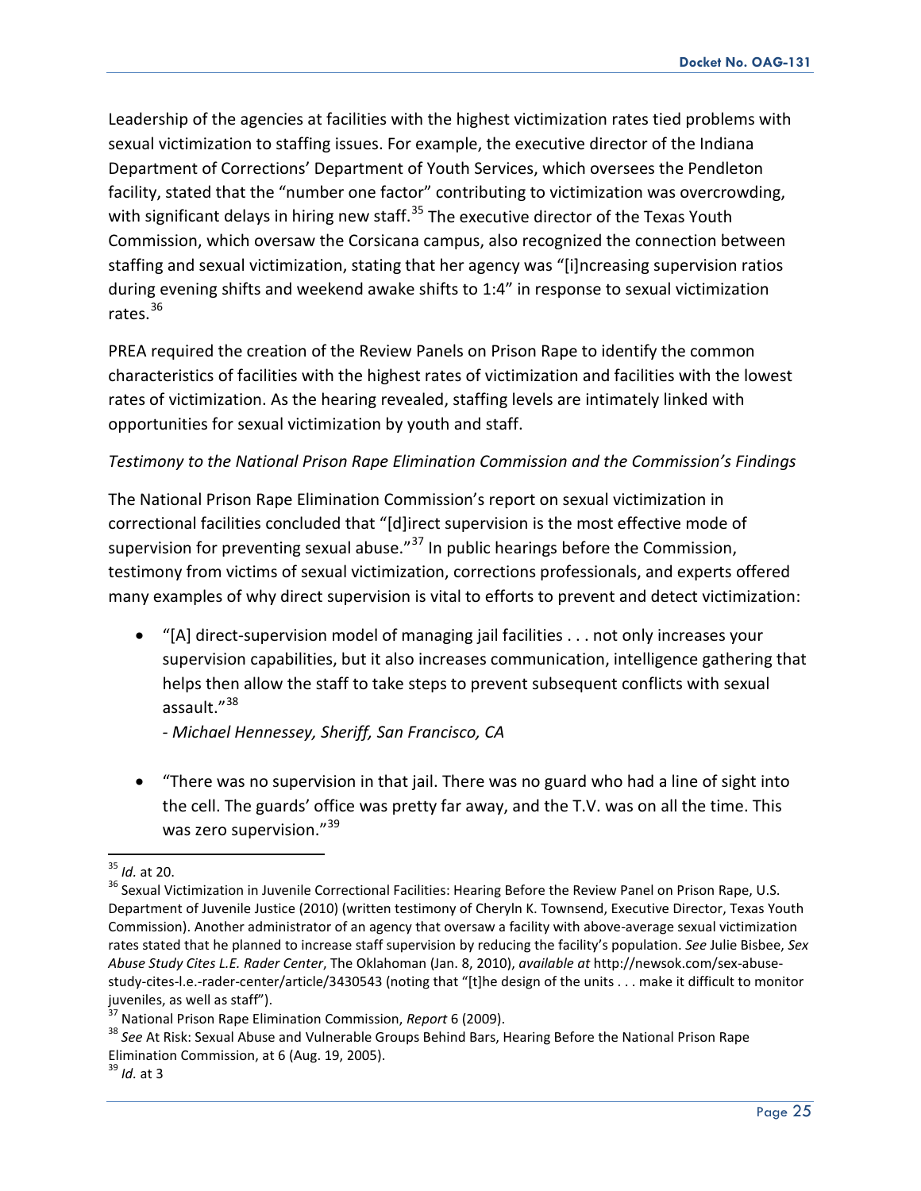Leadership of the agencies at facilities with the highest victimization rates tied problems with sexual victimization to staffing issues. For example, the executive director of the Indiana Department of Corrections' Department of Youth Services, which oversees the Pendleton facility, stated that the "number one factor" contributing to victimization was overcrowding, with significant delays in hiring new staff.[35] The executive director of the Texas Youth Commission, which oversaw the Corsicana campus, also recognized the connection between staffing and sexual victimization, stating that her agency was "[i]ncreasing supervision ratios during evening shifts and weekend awake shifts to 1:4" in response to sexual victimization rates.[36]

PREA required the creation of the Review Panels on Prison Rape to identify the common characteristics of facilities with the highest rates of victimization and facilities with the lowest rates of victimization. As the hearing revealed, staffing levels are intimately linked with opportunities for sexual victimization by youth and staff.

*Testimony to the National Prison Rape Elimination Commission and the Commission's Findings*

The National Prison Rape Elimination Commission's report on sexual victimization in correctional facilities concluded that "[d]irect supervision is the most effective mode of supervision for preventing sexual abuse."[37] In public hearings before the Commission, testimony from victims of sexual victimization, corrections professionals, and experts offered many examples of why direct supervision is vital to efforts to prevent and detect victimization:

- "[A] direct-supervision model of managing jail facilities . . . not only increases your supervision capabilities, but it also increases communication, intelligence gathering that helps then allow the staff to take steps to prevent subsequent conflicts with sexual assault."[38]

  *- Michael Hennessey, Sheriff, San Francisco, CA*

- "There was no supervision in that jail. There was no guard who had a line of sight into the cell. The guards' office was pretty far away, and the T.V. was on all the time. This was zero supervision."[39]

---

[35] *Id.* at 20.

[36] Sexual Victimization in Juvenile Correctional Facilities: Hearing Before the Review Panel on Prison Rape, U.S. Department of Juvenile Justice (2010) (written testimony of Cheryln K. Townsend, Executive Director, Texas Youth Commission). Another administrator of an agency that oversaw a facility with above-average sexual victimization rates stated that he planned to increase staff supervision by reducing the facility's population. *See* Julie Bisbee, *Sex Abuse Study Cites L.E. Rader Center*, The Oklahoman (Jan. 8, 2010), *available at* http://newsok.com/sex-abuse-study-cites-l.e.-rader-center/article/3430543 (noting that "[t]he design of the units . . . make it difficult to monitor juveniles, as well as staff").

[37] National Prison Rape Elimination Commission, *Report* 6 (2009).

[38] *See* At Risk: Sexual Abuse and Vulnerable Groups Behind Bars, Hearing Before the National Prison Rape Elimination Commission, at 6 (Aug. 19, 2005).

[39] *Id.* at 3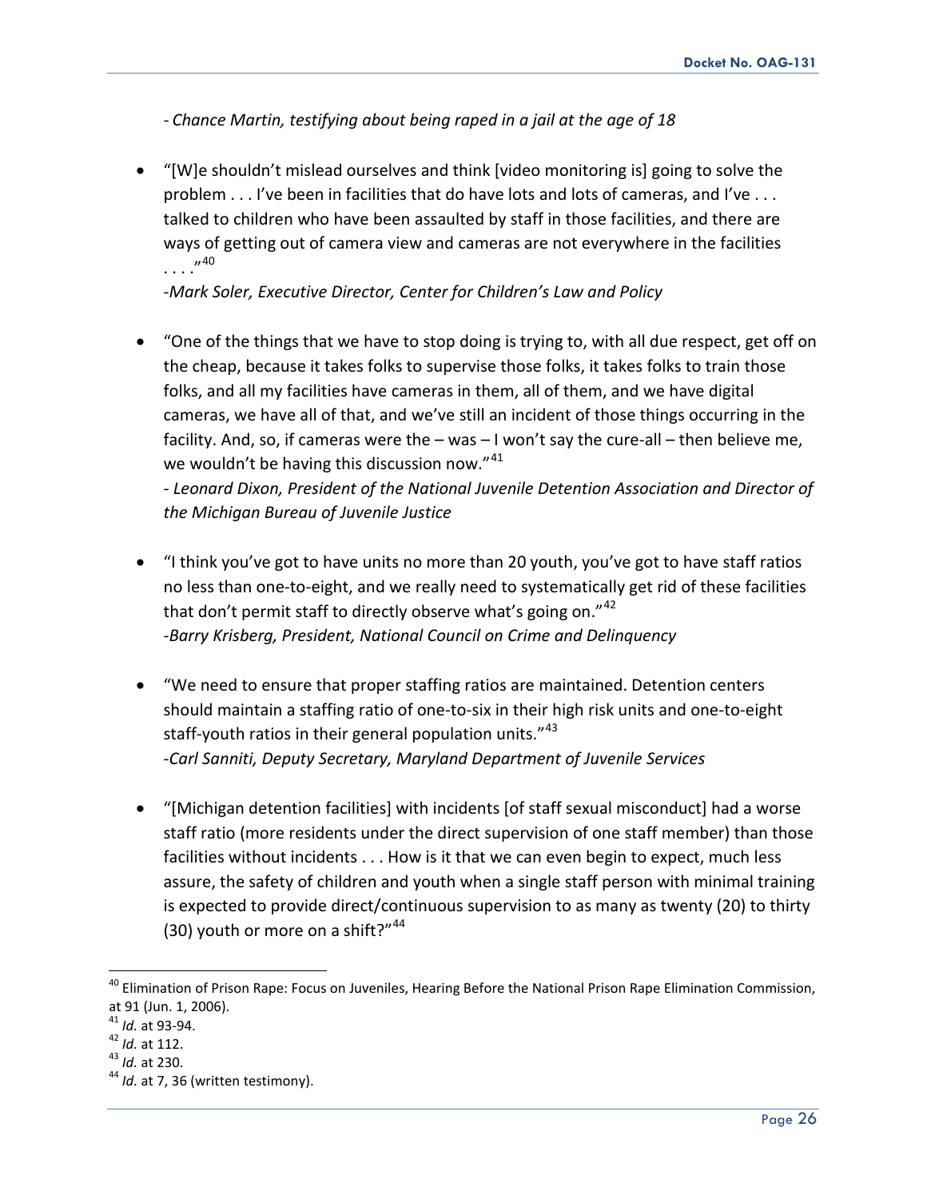*- Chance Martin, testifying about being raped in a jail at the age of 18*

- "[W]e shouldn't mislead ourselves and think [video monitoring is] going to solve the problem . . . I've been in facilities that do have lots and lots of cameras, and I've . . . talked to children who have been assaulted by staff in those facilities, and there are ways of getting out of camera view and cameras are not everywhere in the facilities . . . ."[40]

  *-Mark Soler, Executive Director, Center for Children's Law and Policy*

- "One of the things that we have to stop doing is trying to, with all due respect, get off on the cheap, because it takes folks to supervise those folks, it takes folks to train those folks, and all my facilities have cameras in them, all of them, and we have digital cameras, we have all of that, and we've still an incident of those things occurring in the facility. And, so, if cameras were the – was – I won't say the cure-all – then believe me, we wouldn't be having this discussion now."[41]

  *- Leonard Dixon, President of the National Juvenile Detention Association and Director of the Michigan Bureau of Juvenile Justice*

- "I think you've got to have units no more than 20 youth, you've got to have staff ratios no less than one-to-eight, and we really need to systematically get rid of these facilities that don't permit staff to directly observe what's going on."[42]

  *-Barry Krisberg, President, National Council on Crime and Delinquency*

- "We need to ensure that proper staffing ratios are maintained. Detention centers should maintain a staffing ratio of one-to-six in their high risk units and one-to-eight staff-youth ratios in their general population units."[43]

  *-Carl Sanniti, Deputy Secretary, Maryland Department of Juvenile Services*

- "[Michigan detention facilities] with incidents [of staff sexual misconduct] had a worse staff ratio (more residents under the direct supervision of one staff member) than those facilities without incidents . . . How is it that we can even begin to expect, much less assure, the safety of children and youth when a single staff person with minimal training is expected to provide direct/continuous supervision to as many as twenty (20) to thirty (30) youth or more on a shift?"[44]

---

[40] Elimination of Prison Rape: Focus on Juveniles, Hearing Before the National Prison Rape Elimination Commission, at 91 (Jun. 1, 2006).

[41] *Id.* at 93-94.

[42] *Id.* at 112.

[43] *Id.* at 230.

[44] *Id.* at 7, 36 (written testimony).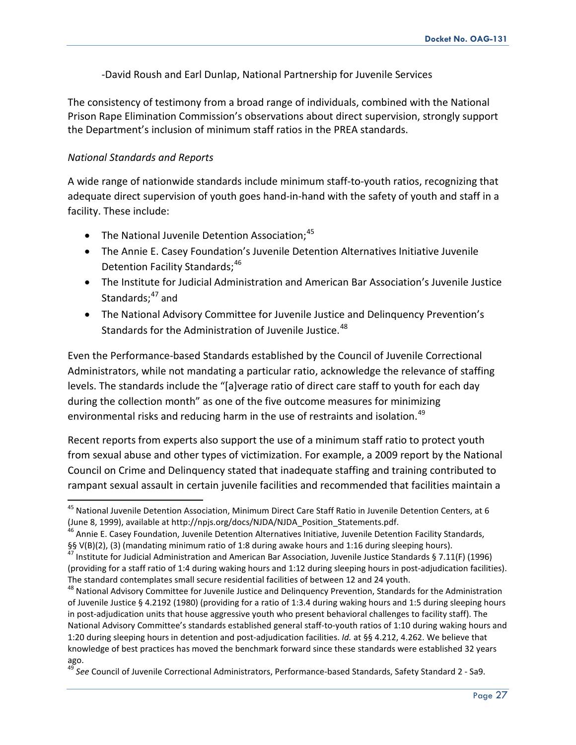-David Roush and Earl Dunlap, National Partnership for Juvenile Services

The consistency of testimony from a broad range of individuals, combined with the National Prison Rape Elimination Commission's observations about direct supervision, strongly support the Department's inclusion of minimum staff ratios in the PREA standards.

*National Standards and Reports*

A wide range of nationwide standards include minimum staff-to-youth ratios, recognizing that adequate direct supervision of youth goes hand-in-hand with the safety of youth and staff in a facility. These include:

- The National Juvenile Detention Association;[45]
- The Annie E. Casey Foundation's Juvenile Detention Alternatives Initiative Juvenile Detention Facility Standards;[46]
- The Institute for Judicial Administration and American Bar Association's Juvenile Justice Standards;[47] and
- The National Advisory Committee for Juvenile Justice and Delinquency Prevention's Standards for the Administration of Juvenile Justice.[48]

Even the Performance-based Standards established by the Council of Juvenile Correctional Administrators, while not mandating a particular ratio, acknowledge the relevance of staffing levels. The standards include the "[a]verage ratio of direct care staff to youth for each day during the collection month" as one of the five outcome measures for minimizing environmental risks and reducing harm in the use of restraints and isolation.[49]

Recent reports from experts also support the use of a minimum staff ratio to protect youth from sexual abuse and other types of victimization. For example, a 2009 report by the National Council on Crime and Delinquency stated that inadequate staffing and training contributed to rampant sexual assault in certain juvenile facilities and recommended that facilities maintain a

---

[45] National Juvenile Detention Association, Minimum Direct Care Staff Ratio in Juvenile Detention Centers, at 6 (June 8, 1999), available at http://npjs.org/docs/NJDA/NJDA_Position_Statements.pdf.

[46] Annie E. Casey Foundation, Juvenile Detention Alternatives Initiative, Juvenile Detention Facility Standards, §§ V(B)(2), (3) (mandating minimum ratio of 1:8 during awake hours and 1:16 during sleeping hours).

[47] Institute for Judicial Administration and American Bar Association, Juvenile Justice Standards § 7.11(F) (1996) (providing for a staff ratio of 1:4 during waking hours and 1:12 during sleeping hours in post-adjudication facilities). The standard contemplates small secure residential facilities of between 12 and 24 youth.

[48] National Advisory Committee for Juvenile Justice and Delinquency Prevention, Standards for the Administration of Juvenile Justice § 4.2192 (1980) (providing for a ratio of 1:3.4 during waking hours and 1:5 during sleeping hours in post-adjudication units that house aggressive youth who present behavioral challenges to facility staff). The National Advisory Committee's standards established general staff-to-youth ratios of 1:10 during waking hours and 1:20 during sleeping hours in detention and post-adjudication facilities. *Id.* at §§ 4.212, 4.262. We believe that knowledge of best practices has moved the benchmark forward since these standards were established 32 years ago.

[49] *See* Council of Juvenile Correctional Administrators, Performance-based Standards, Safety Standard 2 - Sa9.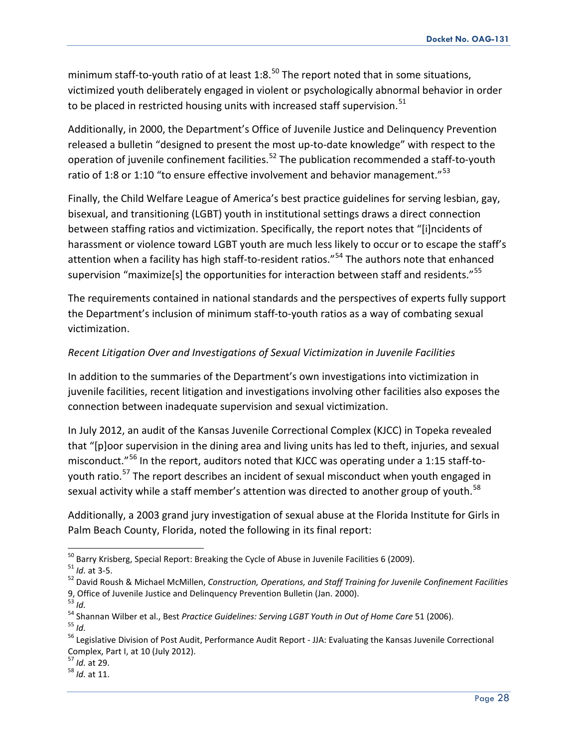minimum staff-to-youth ratio of at least 1:8.[50] The report noted that in some situations, victimized youth deliberately engaged in violent or psychologically abnormal behavior in order to be placed in restricted housing units with increased staff supervision.[51]

Additionally, in 2000, the Department's Office of Juvenile Justice and Delinquency Prevention released a bulletin "designed to present the most up-to-date knowledge" with respect to the operation of juvenile confinement facilities.[52] The publication recommended a staff-to-youth ratio of 1:8 or 1:10 "to ensure effective involvement and behavior management."[53]

Finally, the Child Welfare League of America's best practice guidelines for serving lesbian, gay, bisexual, and transitioning (LGBT) youth in institutional settings draws a direct connection between staffing ratios and victimization. Specifically, the report notes that "[i]ncidents of harassment or violence toward LGBT youth are much less likely to occur or to escape the staff's attention when a facility has high staff-to-resident ratios."[54] The authors note that enhanced supervision "maximize[s] the opportunities for interaction between staff and residents."[55]

The requirements contained in national standards and the perspectives of experts fully support the Department's inclusion of minimum staff-to-youth ratios as a way of combating sexual victimization.

*Recent Litigation Over and Investigations of Sexual Victimization in Juvenile Facilities*

In addition to the summaries of the Department's own investigations into victimization in juvenile facilities, recent litigation and investigations involving other facilities also exposes the connection between inadequate supervision and sexual victimization.

In July 2012, an audit of the Kansas Juvenile Correctional Complex (KJCC) in Topeka revealed that "[p]oor supervision in the dining area and living units has led to theft, injuries, and sexual misconduct."[56] In the report, auditors noted that KJCC was operating under a 1:15 staff-to-youth ratio.[57] The report describes an incident of sexual misconduct when youth engaged in sexual activity while a staff member's attention was directed to another group of youth.[58]

Additionally, a 2003 grand jury investigation of sexual abuse at the Florida Institute for Girls in Palm Beach County, Florida, noted the following in its final report:

---

[50] Barry Krisberg, Special Report: Breaking the Cycle of Abuse in Juvenile Facilities 6 (2009).

[51] *Id.* at 3-5.

[52] David Roush & Michael McMillen, *Construction, Operations, and Staff Training for Juvenile Confinement Facilities* 9, Office of Juvenile Justice and Delinquency Prevention Bulletin (Jan. 2000).

[53] *Id.*

[54] Shannan Wilber et al., Best *Practice Guidelines: Serving LGBT Youth in Out of Home Care* 51 (2006).

[55] *Id.*

[56] Legislative Division of Post Audit, Performance Audit Report - JJA: Evaluating the Kansas Juvenile Correctional Complex, Part I, at 10 (July 2012).

[57] *Id.* at 29.

[58] *Id.* at 11.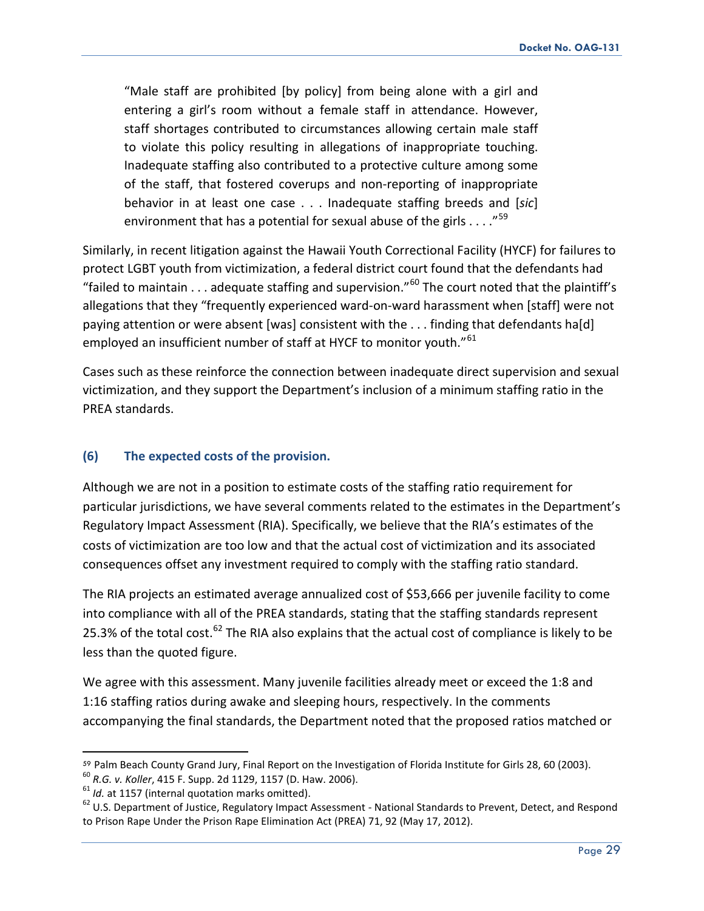> "Male staff are prohibited [by policy] from being alone with a girl and entering a girl's room without a female staff in attendance. However, staff shortages contributed to circumstances allowing certain male staff to violate this policy resulting in allegations of inappropriate touching. Inadequate staffing also contributed to a protective culture among some of the staff, that fostered coverups and non-reporting of inappropriate behavior in at least one case . . . Inadequate staffing breeds and [*sic*] environment that has a potential for sexual abuse of the girls . . . ."[59]

Similarly, in recent litigation against the Hawaii Youth Correctional Facility (HYCF) for failures to protect LGBT youth from victimization, a federal district court found that the defendants had "failed to maintain . . . adequate staffing and supervision."[60] The court noted that the plaintiff's allegations that they "frequently experienced ward-on-ward harassment when [staff] were not paying attention or were absent [was] consistent with the . . . finding that defendants ha[d] employed an insufficient number of staff at HYCF to monitor youth."[61]

Cases such as these reinforce the connection between inadequate direct supervision and sexual victimization, and they support the Department's inclusion of a minimum staffing ratio in the PREA standards.

### (6) The expected costs of the provision.

Although we are not in a position to estimate costs of the staffing ratio requirement for particular jurisdictions, we have several comments related to the estimates in the Department's Regulatory Impact Assessment (RIA). Specifically, we believe that the RIA's estimates of the costs of victimization are too low and that the actual cost of victimization and its associated consequences offset any investment required to comply with the staffing ratio standard.

The RIA projects an estimated average annualized cost of \$53,666 per juvenile facility to come into compliance with all of the PREA standards, stating that the staffing standards represent 25.3% of the total cost.[62] The RIA also explains that the actual cost of compliance is likely to be less than the quoted figure.

We agree with this assessment. Many juvenile facilities already meet or exceed the 1:8 and 1:16 staffing ratios during awake and sleeping hours, respectively. In the comments accompanying the final standards, the Department noted that the proposed ratios matched or

---

[59] Palm Beach County Grand Jury, Final Report on the Investigation of Florida Institute for Girls 28, 60 (2003).

[60] *R.G. v. Koller*, 415 F. Supp. 2d 1129, 1157 (D. Haw. 2006).

[61] *Id.* at 1157 (internal quotation marks omitted).

[62] U.S. Department of Justice, Regulatory Impact Assessment - National Standards to Prevent, Detect, and Respond to Prison Rape Under the Prison Rape Elimination Act (PREA) 71, 92 (May 17, 2012).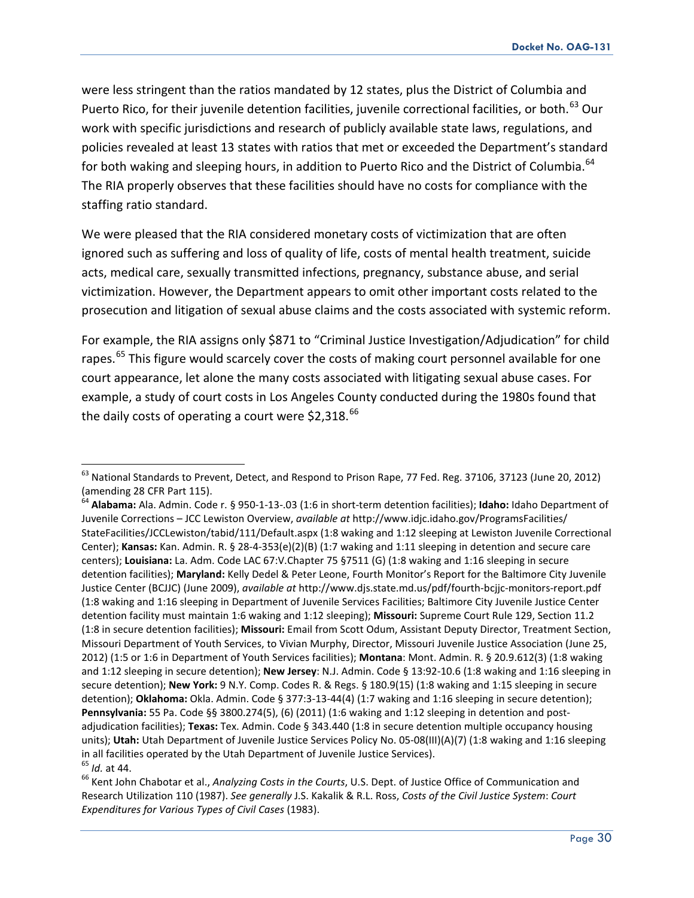were less stringent than the ratios mandated by 12 states, plus the District of Columbia and Puerto Rico, for their juvenile detention facilities, juvenile correctional facilities, or both.[63] Our work with specific jurisdictions and research of publicly available state laws, regulations, and policies revealed at least 13 states with ratios that met or exceeded the Department's standard for both waking and sleeping hours, in addition to Puerto Rico and the District of Columbia.[64] The RIA properly observes that these facilities should have no costs for compliance with the staffing ratio standard.

We were pleased that the RIA considered monetary costs of victimization that are often ignored such as suffering and loss of quality of life, costs of mental health treatment, suicide acts, medical care, sexually transmitted infections, pregnancy, substance abuse, and serial victimization. However, the Department appears to omit other important costs related to the prosecution and litigation of sexual abuse claims and the costs associated with systemic reform.

For example, the RIA assigns only $871 to "Criminal Justice Investigation/Adjudication" for child rapes.[65] This figure would scarcely cover the costs of making court personnel available for one court appearance, let alone the many costs associated with litigating sexual abuse cases. For example, a study of court costs in Los Angeles County conducted during the 1980s found that the daily costs of operating a court were $2,318.[66]

---

[63] National Standards to Prevent, Detect, and Respond to Prison Rape, 77 Fed. Reg. 37106, 37123 (June 20, 2012) (amending 28 CFR Part 115).

[64] **Alabama:** Ala. Admin. Code r. § 950-1-13-.03 (1:6 in short-term detention facilities); **Idaho:** Idaho Department of Juvenile Corrections – JCC Lewiston Overview, *available at* http://www.idjc.idaho.gov/ProgramsFacilities/StateFacilities/JCCLewiston/tabid/111/Default.aspx (1:8 waking and 1:12 sleeping at Lewiston Juvenile Correctional Center); **Kansas:** Kan. Admin. R. § 28-4-353(e)(2)(B) (1:7 waking and 1:11 sleeping in detention and secure care centers); **Louisiana:** La. Adm. Code LAC 67:V.Chapter 75 §7511 (G) (1:8 waking and 1:16 sleeping in secure detention facilities); **Maryland:** Kelly Dedel & Peter Leone, Fourth Monitor's Report for the Baltimore City Juvenile Justice Center (BCJJC) (June 2009), *available at* http://www.djs.state.md.us/pdf/fourth-bcjjc-monitors-report.pdf (1:8 waking and 1:16 sleeping in Department of Juvenile Services Facilities; Baltimore City Juvenile Justice Center detention facility must maintain 1:6 waking and 1:12 sleeping); **Missouri:** Supreme Court Rule 129, Section 11.2 (1:8 in secure detention facilities); **Missouri:** Email from Scott Odum, Assistant Deputy Director, Treatment Section, Missouri Department of Youth Services, to Vivian Murphy, Director, Missouri Juvenile Justice Association (June 25, 2012) (1:5 or 1:6 in Department of Youth Services facilities); **Montana**: Mont. Admin. R. § 20.9.612(3) (1:8 waking and 1:12 sleeping in secure detention); **New Jersey**: N.J. Admin. Code § 13:92-10.6 (1:8 waking and 1:16 sleeping in secure detention); **New York:** 9 N.Y. Comp. Codes R. & Regs. § 180.9(15) (1:8 waking and 1:15 sleeping in secure detention); **Oklahoma:** Okla. Admin. Code § 377:3-13-44(4) (1:7 waking and 1:16 sleeping in secure detention); **Pennsylvania:** 55 Pa. Code §§ 3800.274(5), (6) (2011) (1:6 waking and 1:12 sleeping in detention and post-adjudication facilities); **Texas:** Tex. Admin. Code § 343.440 (1:8 in secure detention multiple occupancy housing units); **Utah:** Utah Department of Juvenile Justice Services Policy No. 05-08(III)(A)(7) (1:8 waking and 1:16 sleeping in all facilities operated by the Utah Department of Juvenile Justice Services).

[65] *Id.* at 44.

[66] Kent John Chabotar et al., *Analyzing Costs in the Courts*, U.S. Dept. of Justice Office of Communication and Research Utilization 110 (1987). *See generally* J.S. Kakalik & R.L. Ross, *Costs of the Civil Justice System*: *Court Expenditures for Various Types of Civil Cases* (1983).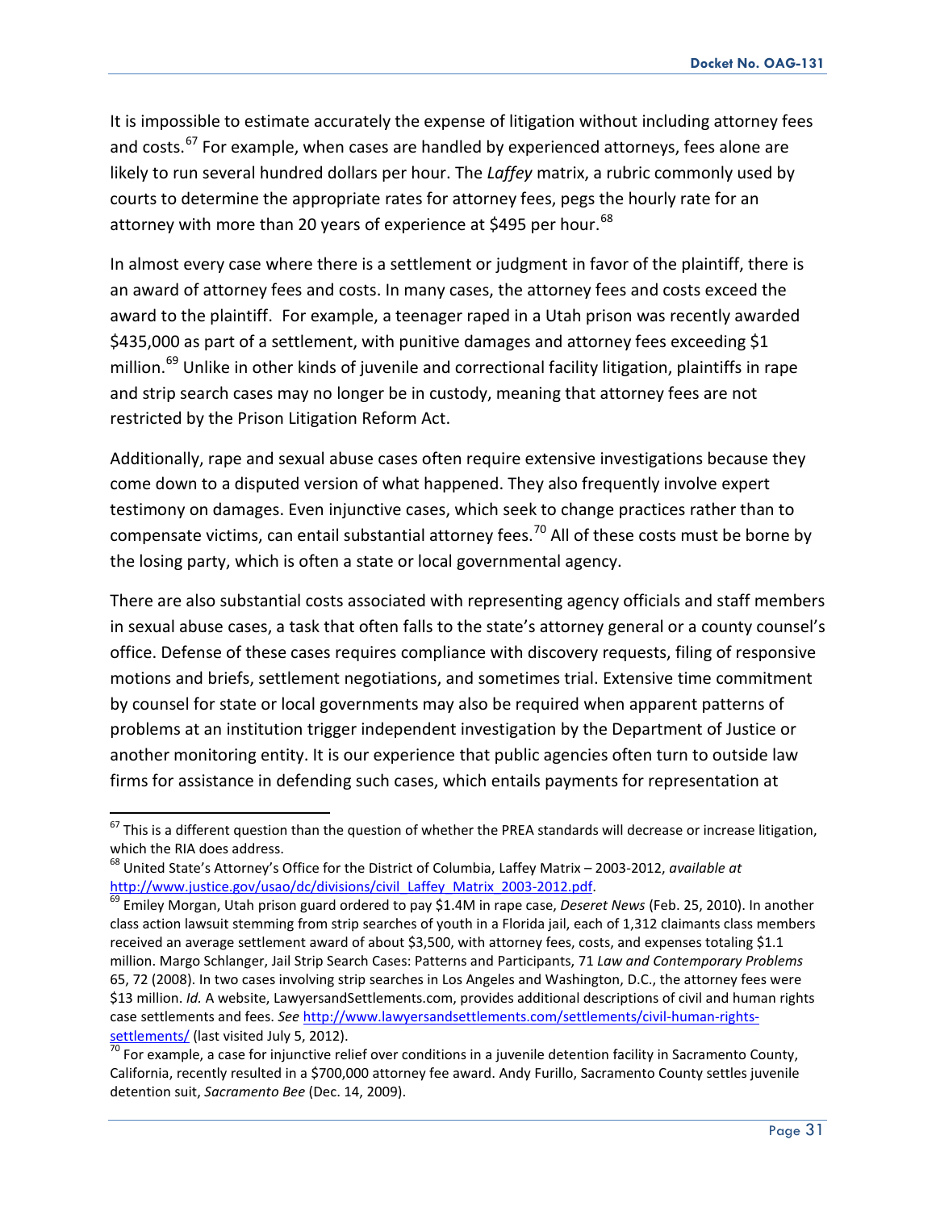It is impossible to estimate accurately the expense of litigation without including attorney fees and costs.[67] For example, when cases are handled by experienced attorneys, fees alone are likely to run several hundred dollars per hour. The *Laffey* matrix, a rubric commonly used by courts to determine the appropriate rates for attorney fees, pegs the hourly rate for an attorney with more than 20 years of experience at $495 per hour.[68]

In almost every case where there is a settlement or judgment in favor of the plaintiff, there is an award of attorney fees and costs. In many cases, the attorney fees and costs exceed the award to the plaintiff. For example, a teenager raped in a Utah prison was recently awarded $435,000 as part of a settlement, with punitive damages and attorney fees exceeding $1 million.[69] Unlike in other kinds of juvenile and correctional facility litigation, plaintiffs in rape and strip search cases may no longer be in custody, meaning that attorney fees are not restricted by the Prison Litigation Reform Act.

Additionally, rape and sexual abuse cases often require extensive investigations because they come down to a disputed version of what happened. They also frequently involve expert testimony on damages. Even injunctive cases, which seek to change practices rather than to compensate victims, can entail substantial attorney fees.[70] All of these costs must be borne by the losing party, which is often a state or local governmental agency.

There are also substantial costs associated with representing agency officials and staff members in sexual abuse cases, a task that often falls to the state's attorney general or a county counsel's office. Defense of these cases requires compliance with discovery requests, filing of responsive motions and briefs, settlement negotiations, and sometimes trial. Extensive time commitment by counsel for state or local governments may also be required when apparent patterns of problems at an institution trigger independent investigation by the Department of Justice or another monitoring entity. It is our experience that public agencies often turn to outside law firms for assistance in defending such cases, which entails payments for representation at

---

[67] This is a different question than the question of whether the PREA standards will decrease or increase litigation, which the RIA does address.

[68] United State's Attorney's Office for the District of Columbia, Laffey Matrix – 2003-2012, *available at* http://www.justice.gov/usao/dc/divisions/civil_Laffey_Matrix_2003-2012.pdf.

[69] Emiley Morgan, Utah prison guard ordered to pay $1.4M in rape case, *Deseret News* (Feb. 25, 2010). In another class action lawsuit stemming from strip searches of youth in a Florida jail, each of 1,312 claimants class members received an average settlement award of about $3,500, with attorney fees, costs, and expenses totaling $1.1 million. Margo Schlanger, Jail Strip Search Cases: Patterns and Participants, 71 *Law and Contemporary Problems* 65, 72 (2008). In two cases involving strip searches in Los Angeles and Washington, D.C., the attorney fees were $13 million. *Id.* A website, LawyersandSettlements.com, provides additional descriptions of civil and human rights case settlements and fees. *See* http://www.lawyersandsettlements.com/settlements/civil-human-rights-settlements/ (last visited July 5, 2012).

[70] For example, a case for injunctive relief over conditions in a juvenile detention facility in Sacramento County, California, recently resulted in a $700,000 attorney fee award. Andy Furillo, Sacramento County settles juvenile detention suit, *Sacramento Bee* (Dec. 14, 2009).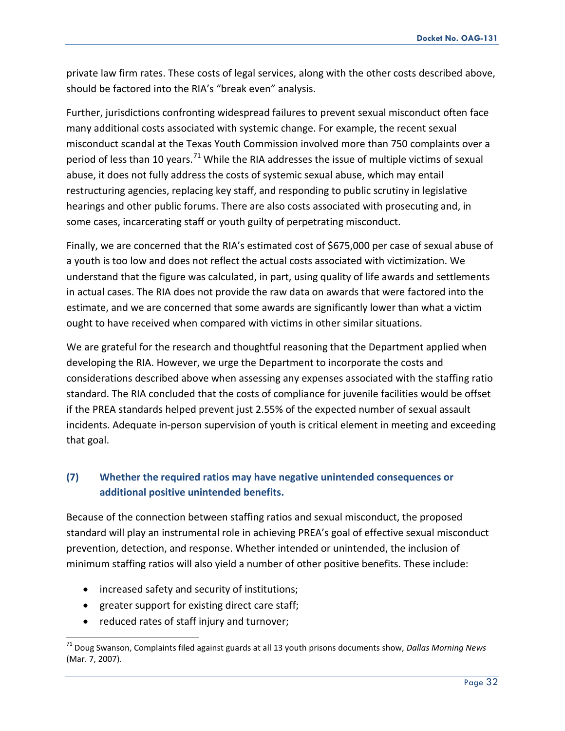private law firm rates. These costs of legal services, along with the other costs described above, should be factored into the RIA's "break even" analysis.

Further, jurisdictions confronting widespread failures to prevent sexual misconduct often face many additional costs associated with systemic change. For example, the recent sexual misconduct scandal at the Texas Youth Commission involved more than 750 complaints over a period of less than 10 years.[71] While the RIA addresses the issue of multiple victims of sexual abuse, it does not fully address the costs of systemic sexual abuse, which may entail restructuring agencies, replacing key staff, and responding to public scrutiny in legislative hearings and other public forums. There are also costs associated with prosecuting and, in some cases, incarcerating staff or youth guilty of perpetrating misconduct.

Finally, we are concerned that the RIA's estimated cost of $675,000 per case of sexual abuse of a youth is too low and does not reflect the actual costs associated with victimization. We understand that the figure was calculated, in part, using quality of life awards and settlements in actual cases. The RIA does not provide the raw data on awards that were factored into the estimate, and we are concerned that some awards are significantly lower than what a victim ought to have received when compared with victims in other similar situations.

We are grateful for the research and thoughtful reasoning that the Department applied when developing the RIA. However, we urge the Department to incorporate the costs and considerations described above when assessing any expenses associated with the staffing ratio standard. The RIA concluded that the costs of compliance for juvenile facilities would be offset if the PREA standards helped prevent just 2.55% of the expected number of sexual assault incidents. Adequate in-person supervision of youth is critical element in meeting and exceeding that goal.

### (7) Whether the required ratios may have negative unintended consequences or additional positive unintended benefits.

Because of the connection between staffing ratios and sexual misconduct, the proposed standard will play an instrumental role in achieving PREA's goal of effective sexual misconduct prevention, detection, and response. Whether intended or unintended, the inclusion of minimum staffing ratios will also yield a number of other positive benefits. These include:

- increased safety and security of institutions;
- greater support for existing direct care staff;
- reduced rates of staff injury and turnover;

[71] Doug Swanson, Complaints filed against guards at all 13 youth prisons documents show, *Dallas Morning News* (Mar. 7, 2007).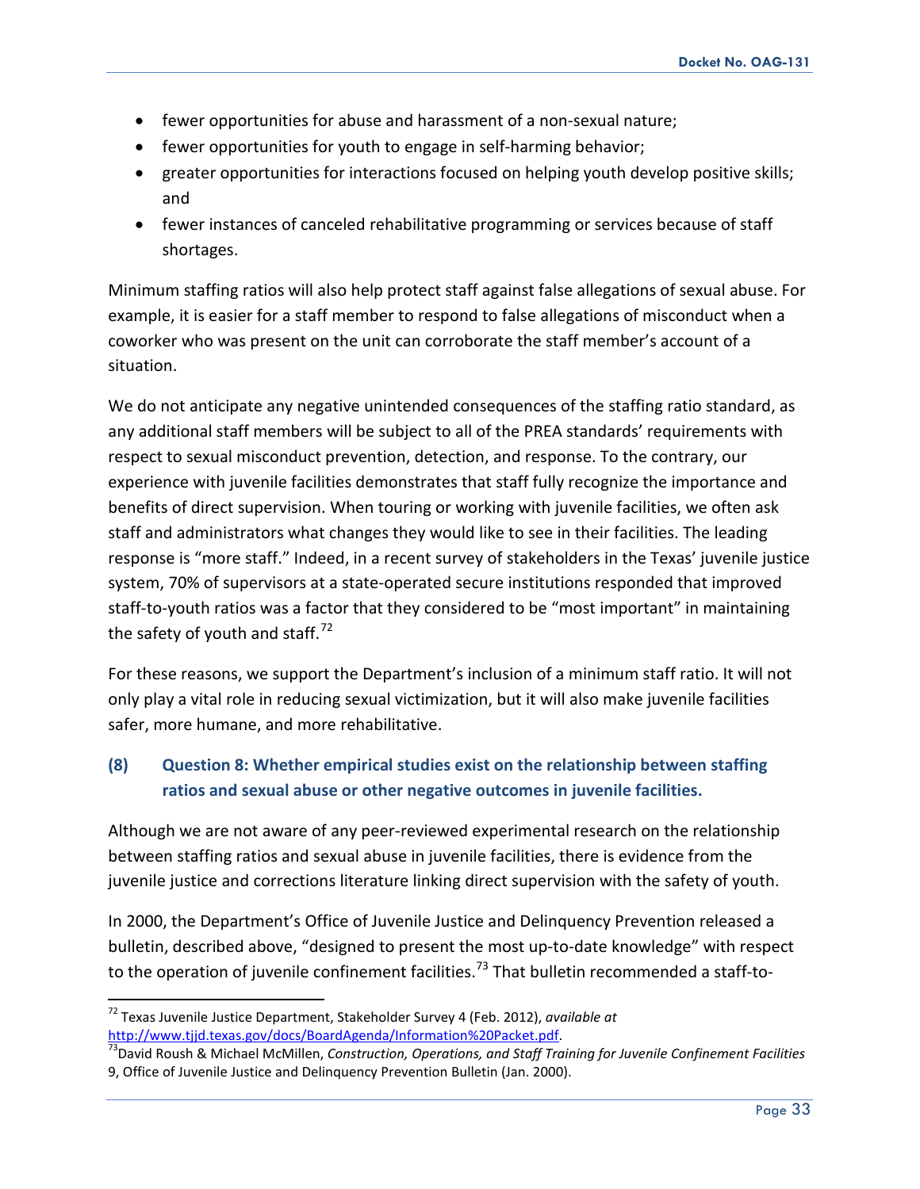- fewer opportunities for abuse and harassment of a non-sexual nature;
- fewer opportunities for youth to engage in self-harming behavior;
- greater opportunities for interactions focused on helping youth develop positive skills; and
- fewer instances of canceled rehabilitative programming or services because of staff shortages.

Minimum staffing ratios will also help protect staff against false allegations of sexual abuse. For example, it is easier for a staff member to respond to false allegations of misconduct when a coworker who was present on the unit can corroborate the staff member's account of a situation.

We do not anticipate any negative unintended consequences of the staffing ratio standard, as any additional staff members will be subject to all of the PREA standards' requirements with respect to sexual misconduct prevention, detection, and response. To the contrary, our experience with juvenile facilities demonstrates that staff fully recognize the importance and benefits of direct supervision. When touring or working with juvenile facilities, we often ask staff and administrators what changes they would like to see in their facilities. The leading response is "more staff." Indeed, in a recent survey of stakeholders in the Texas' juvenile justice system, 70% of supervisors at a state-operated secure institutions responded that improved staff-to-youth ratios was a factor that they considered to be "most important" in maintaining the safety of youth and staff.[72]

For these reasons, we support the Department's inclusion of a minimum staff ratio. It will not only play a vital role in reducing sexual victimization, but it will also make juvenile facilities safer, more humane, and more rehabilitative.

### (8) Question 8: Whether empirical studies exist on the relationship between staffing ratios and sexual abuse or other negative outcomes in juvenile facilities.

Although we are not aware of any peer-reviewed experimental research on the relationship between staffing ratios and sexual abuse in juvenile facilities, there is evidence from the juvenile justice and corrections literature linking direct supervision with the safety of youth.

In 2000, the Department's Office of Juvenile Justice and Delinquency Prevention released a bulletin, described above, "designed to present the most up-to-date knowledge" with respect to the operation of juvenile confinement facilities.[73] That bulletin recommended a staff-to-

---

[72] Texas Juvenile Justice Department, Stakeholder Survey 4 (Feb. 2012), *available at* http://www.tjjd.texas.gov/docs/BoardAgenda/Information%20Packet.pdf.

[73] David Roush & Michael McMillen, *Construction, Operations, and Staff Training for Juvenile Confinement Facilities* 9, Office of Juvenile Justice and Delinquency Prevention Bulletin (Jan. 2000).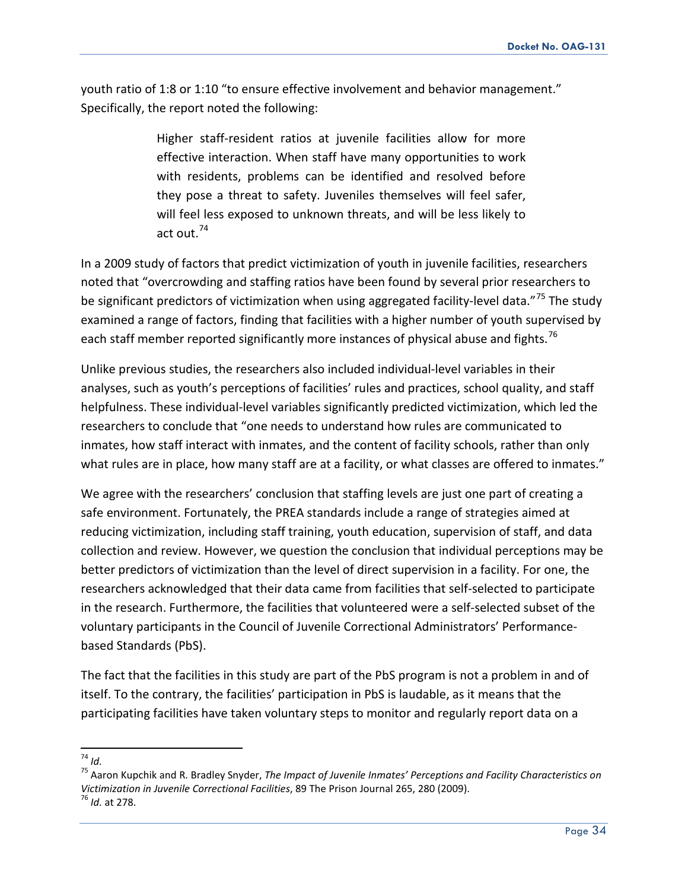youth ratio of 1:8 or 1:10 "to ensure effective involvement and behavior management." Specifically, the report noted the following:

> Higher staff-resident ratios at juvenile facilities allow for more effective interaction. When staff have many opportunities to work with residents, problems can be identified and resolved before they pose a threat to safety. Juveniles themselves will feel safer, will feel less exposed to unknown threats, and will be less likely to act out.[74]

In a 2009 study of factors that predict victimization of youth in juvenile facilities, researchers noted that "overcrowding and staffing ratios have been found by several prior researchers to be significant predictors of victimization when using aggregated facility-level data."[75] The study examined a range of factors, finding that facilities with a higher number of youth supervised by each staff member reported significantly more instances of physical abuse and fights.[76]

Unlike previous studies, the researchers also included individual-level variables in their analyses, such as youth's perceptions of facilities' rules and practices, school quality, and staff helpfulness. These individual-level variables significantly predicted victimization, which led the researchers to conclude that "one needs to understand how rules are communicated to inmates, how staff interact with inmates, and the content of facility schools, rather than only what rules are in place, how many staff are at a facility, or what classes are offered to inmates."

We agree with the researchers' conclusion that staffing levels are just one part of creating a safe environment. Fortunately, the PREA standards include a range of strategies aimed at reducing victimization, including staff training, youth education, supervision of staff, and data collection and review. However, we question the conclusion that individual perceptions may be better predictors of victimization than the level of direct supervision in a facility. For one, the researchers acknowledged that their data came from facilities that self-selected to participate in the research. Furthermore, the facilities that volunteered were a self-selected subset of the voluntary participants in the Council of Juvenile Correctional Administrators' Performance-based Standards (PbS).

The fact that the facilities in this study are part of the PbS program is not a problem in and of itself. To the contrary, the facilities' participation in PbS is laudable, as it means that the participating facilities have taken voluntary steps to monitor and regularly report data on a

---

[74] *Id.*

[75] Aaron Kupchik and R. Bradley Snyder, *The Impact of Juvenile Inmates' Perceptions and Facility Characteristics on Victimization in Juvenile Correctional Facilities*, 89 The Prison Journal 265, 280 (2009).

[76] *Id.* at 278.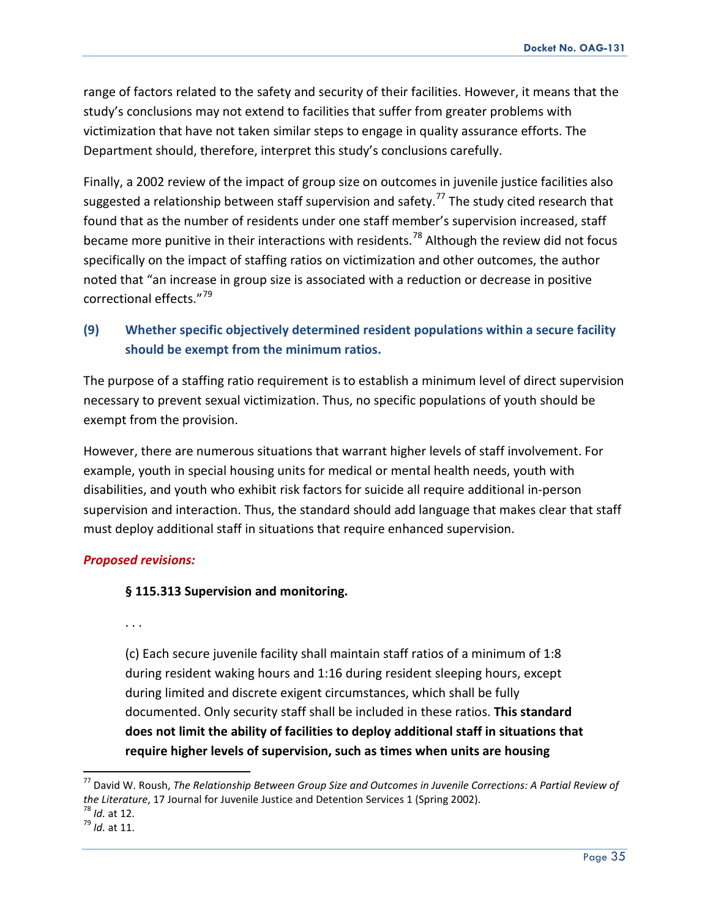range of factors related to the safety and security of their facilities. However, it means that the study's conclusions may not extend to facilities that suffer from greater problems with victimization that have not taken similar steps to engage in quality assurance efforts. The Department should, therefore, interpret this study's conclusions carefully.

Finally, a 2002 review of the impact of group size on outcomes in juvenile justice facilities also suggested a relationship between staff supervision and safety.[77] The study cited research that found that as the number of residents under one staff member's supervision increased, staff became more punitive in their interactions with residents.[78] Although the review did not focus specifically on the impact of staffing ratios on victimization and other outcomes, the author noted that "an increase in group size is associated with a reduction or decrease in positive correctional effects."[79]

### (9) Whether specific objectively determined resident populations within a secure facility should be exempt from the minimum ratios.

The purpose of a staffing ratio requirement is to establish a minimum level of direct supervision necessary to prevent sexual victimization. Thus, no specific populations of youth should be exempt from the provision.

However, there are numerous situations that warrant higher levels of staff involvement. For example, youth in special housing units for medical or mental health needs, youth with disabilities, and youth who exhibit risk factors for suicide all require additional in-person supervision and interaction. Thus, the standard should add language that makes clear that staff must deploy additional staff in situations that require enhanced supervision.

***Proposed revisions:***

> **§ 115.313 Supervision and monitoring.**
>
> . . .
>
> (c) Each secure juvenile facility shall maintain staff ratios of a minimum of 1:8 during resident waking hours and 1:16 during resident sleeping hours, except during limited and discrete exigent circumstances, which shall be fully documented. Only security staff shall be included in these ratios. **This standard does not limit the ability of facilities to deploy additional staff in situations that require higher levels of supervision, such as times when units are housing**

---

[77] David W. Roush, *The Relationship Between Group Size and Outcomes in Juvenile Corrections: A Partial Review of the Literature*, 17 Journal for Juvenile Justice and Detention Services 1 (Spring 2002).

[78] *Id.* at 12.

[79] *Id.* at 11.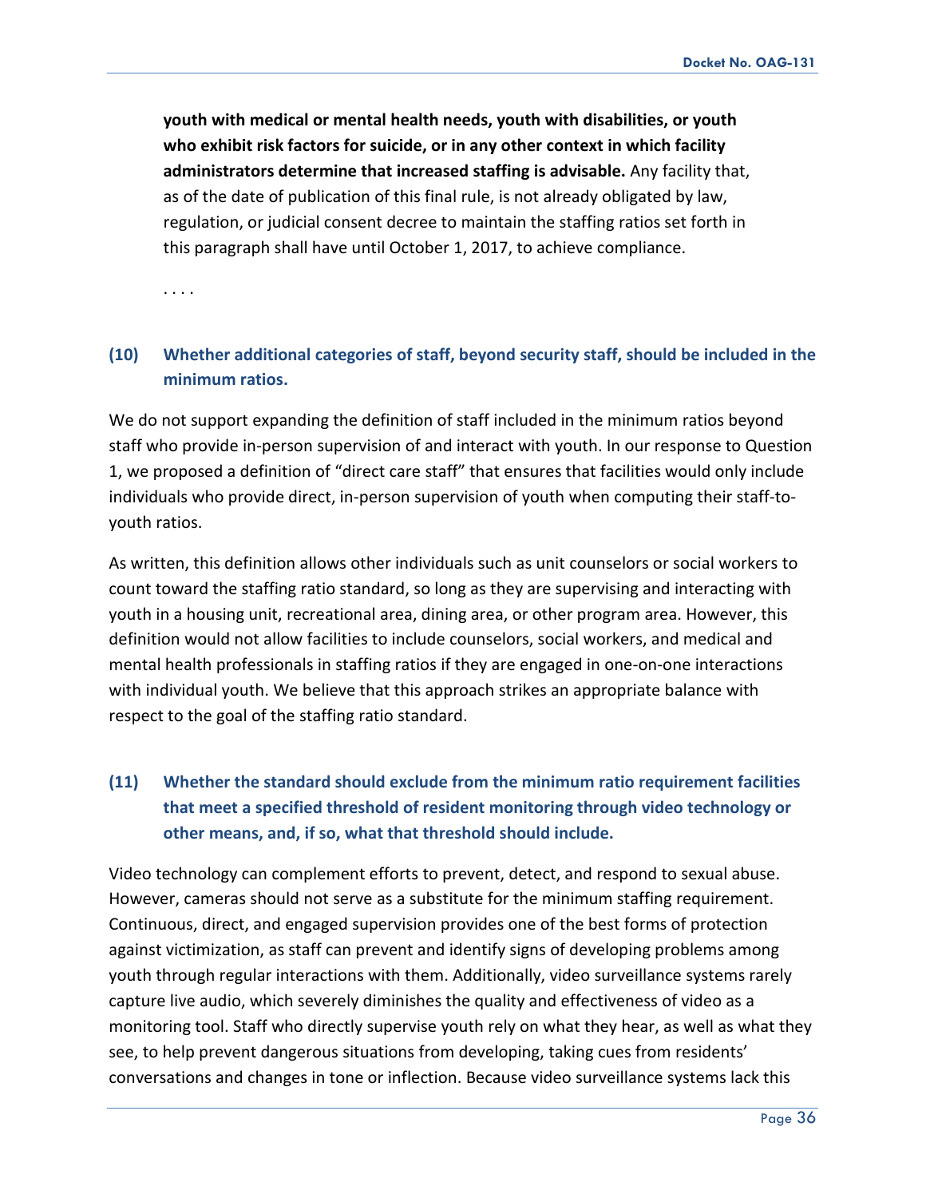**youth with medical or mental health needs, youth with disabilities, or youth who exhibit risk factors for suicide, or in any other context in which facility administrators determine that increased staffing is advisable.** Any facility that, as of the date of publication of this final rule, is not already obligated by law, regulation, or judicial consent decree to maintain the staffing ratios set forth in this paragraph shall have until October 1, 2017, to achieve compliance.

. . . .

### (10) Whether additional categories of staff, beyond security staff, should be included in the minimum ratios.

We do not support expanding the definition of staff included in the minimum ratios beyond staff who provide in-person supervision of and interact with youth. In our response to Question 1, we proposed a definition of "direct care staff" that ensures that facilities would only include individuals who provide direct, in-person supervision of youth when computing their staff-to-youth ratios.

As written, this definition allows other individuals such as unit counselors or social workers to count toward the staffing ratio standard, so long as they are supervising and interacting with youth in a housing unit, recreational area, dining area, or other program area. However, this definition would not allow facilities to include counselors, social workers, and medical and mental health professionals in staffing ratios if they are engaged in one-on-one interactions with individual youth. We believe that this approach strikes an appropriate balance with respect to the goal of the staffing ratio standard.

### (11) Whether the standard should exclude from the minimum ratio requirement facilities that meet a specified threshold of resident monitoring through video technology or other means, and, if so, what that threshold should include.

Video technology can complement efforts to prevent, detect, and respond to sexual abuse. However, cameras should not serve as a substitute for the minimum staffing requirement. Continuous, direct, and engaged supervision provides one of the best forms of protection against victimization, as staff can prevent and identify signs of developing problems among youth through regular interactions with them. Additionally, video surveillance systems rarely capture live audio, which severely diminishes the quality and effectiveness of video as a monitoring tool. Staff who directly supervise youth rely on what they hear, as well as what they see, to help prevent dangerous situations from developing, taking cues from residents' conversations and changes in tone or inflection. Because video surveillance systems lack this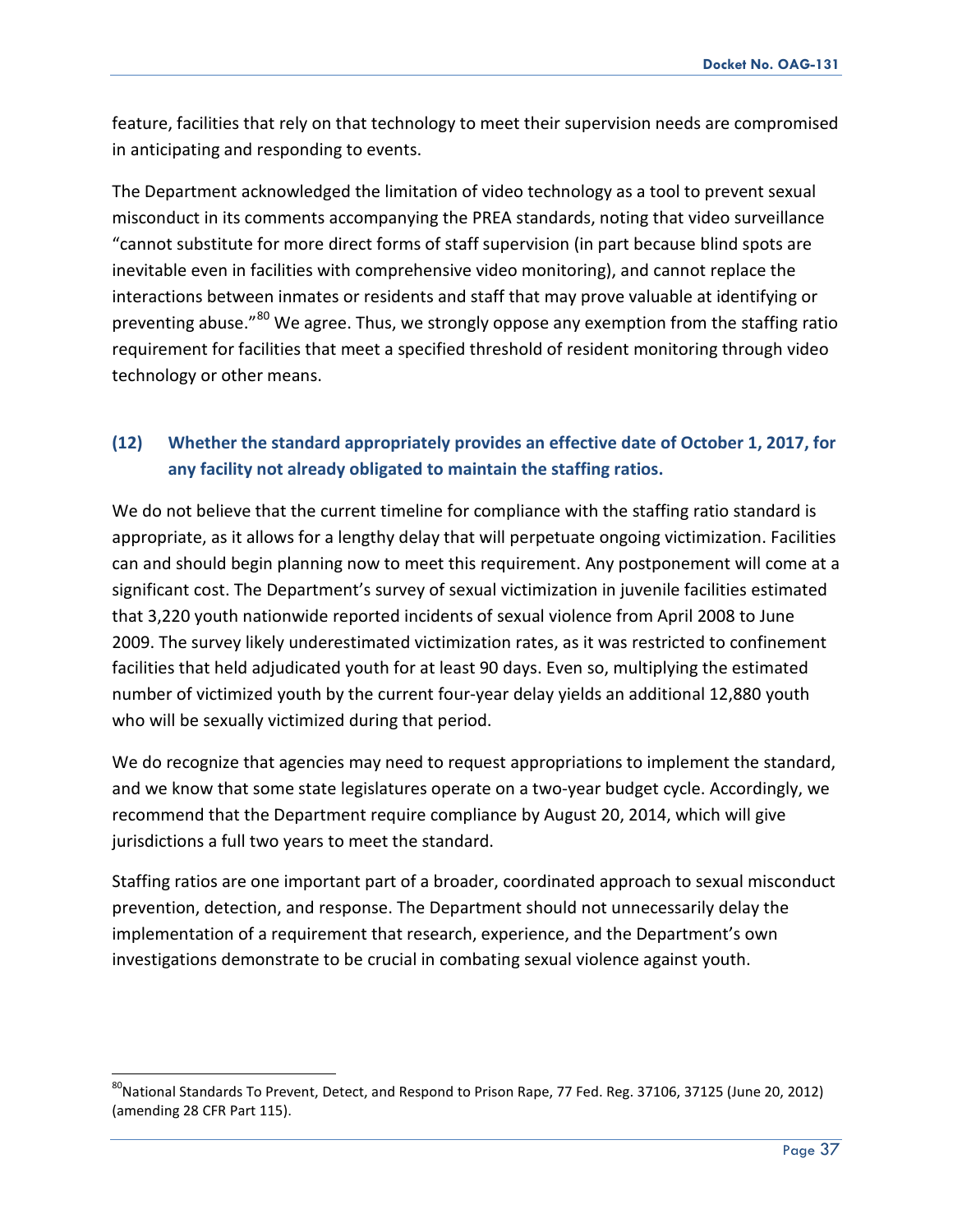feature, facilities that rely on that technology to meet their supervision needs are compromised in anticipating and responding to events.

The Department acknowledged the limitation of video technology as a tool to prevent sexual misconduct in its comments accompanying the PREA standards, noting that video surveillance "cannot substitute for more direct forms of staff supervision (in part because blind spots are inevitable even in facilities with comprehensive video monitoring), and cannot replace the interactions between inmates or residents and staff that may prove valuable at identifying or preventing abuse."[80] We agree. Thus, we strongly oppose any exemption from the staffing ratio requirement for facilities that meet a specified threshold of resident monitoring through video technology or other means.

### (12) Whether the standard appropriately provides an effective date of October 1, 2017, for any facility not already obligated to maintain the staffing ratios.

We do not believe that the current timeline for compliance with the staffing ratio standard is appropriate, as it allows for a lengthy delay that will perpetuate ongoing victimization. Facilities can and should begin planning now to meet this requirement. Any postponement will come at a significant cost. The Department's survey of sexual victimization in juvenile facilities estimated that 3,220 youth nationwide reported incidents of sexual violence from April 2008 to June 2009. The survey likely underestimated victimization rates, as it was restricted to confinement facilities that held adjudicated youth for at least 90 days. Even so, multiplying the estimated number of victimized youth by the current four-year delay yields an additional 12,880 youth who will be sexually victimized during that period.

We do recognize that agencies may need to request appropriations to implement the standard, and we know that some state legislatures operate on a two-year budget cycle. Accordingly, we recommend that the Department require compliance by August 20, 2014, which will give jurisdictions a full two years to meet the standard.

Staffing ratios are one important part of a broader, coordinated approach to sexual misconduct prevention, detection, and response. The Department should not unnecessarily delay the implementation of a requirement that research, experience, and the Department's own investigations demonstrate to be crucial in combating sexual violence against youth.

---

[80] National Standards To Prevent, Detect, and Respond to Prison Rape, 77 Fed. Reg. 37106, 37125 (June 20, 2012) (amending 28 CFR Part 115).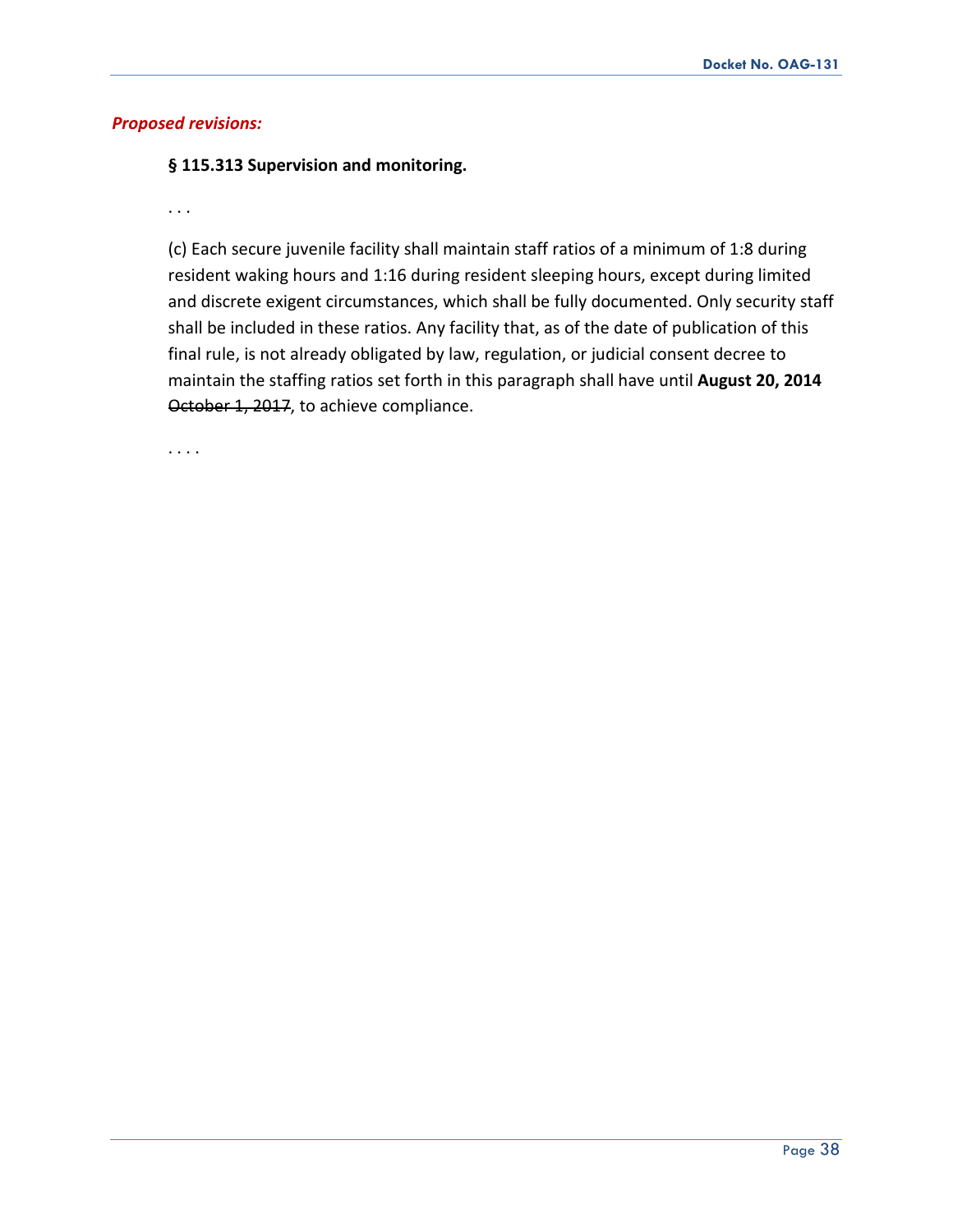***Proposed revisions:***

**§ 115.313 Supervision and monitoring.**

. . .

(c) Each secure juvenile facility shall maintain staff ratios of a minimum of 1:8 during resident waking hours and 1:16 during resident sleeping hours, except during limited and discrete exigent circumstances, which shall be fully documented. Only security staff shall be included in these ratios. Any facility that, as of the date of publication of this final rule, is not already obligated by law, regulation, or judicial consent decree to maintain the staffing ratios set forth in this paragraph shall have until **August 20, 2014** ~~October 1, 2017~~, to achieve compliance.

. . . .